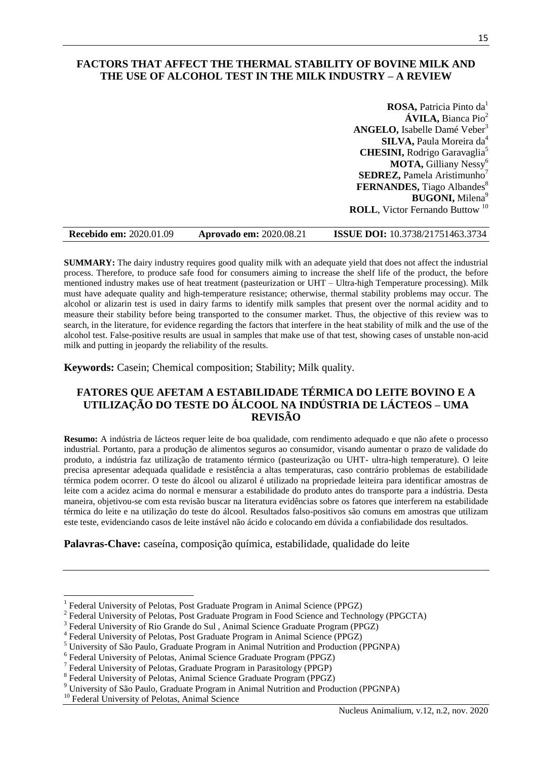# FACTORS THAT AFFECT THE THERMAL STABILITY OF BOVINE MILK AND THE USE OF ALCOHOL TEST IN THE MILK INDUSTRY – A REVIEW

**ROSA,** Patricia Pinto da[1]
**ÁVILA,** Bianca Pio[2]
**ANGELO,** Isabelle Damé Veber[3]
**SILVA,** Paula Moreira da[4]
**CHESINI,** Rodrigo Garavaglia[5]
**MOTA,** Gilliany Nessy[6]
**SEDREZ,** Pamela Aristimunho[7]
**FERNANDES,** Tiago Albandes[8]
**BUGONI,** Milena[9]
**ROLL**, Victor Fernando Buttow [10]

**Recebido em:** 2020.01.09 **Aprovado em:** 2020.08.21 **ISSUE DOI:** 10.3738/21751463.3734

---

**SUMMARY:** The dairy industry requires good quality milk with an adequate yield that does not affect the industrial process. Therefore, to produce safe food for consumers aiming to increase the shelf life of the product, the before mentioned industry makes use of heat treatment (pasteurization or UHT – Ultra-high Temperature processing). Milk must have adequate quality and high-temperature resistance; otherwise, thermal stability problems may occur. The alcohol or alizarin test is used in dairy farms to identify milk samples that present over the normal acidity and to measure their stability before being transported to the consumer market. Thus, the objective of this review was to search, in the literature, for evidence regarding the factors that interfere in the heat stability of milk and the use of the alcohol test. False-positive results are usual in samples that make use of that test, showing cases of unstable non-acid milk and putting in jeopardy the reliability of the results.

**Keywords:** Casein; Chemical composition; Stability; Milk quality.

# FATORES QUE AFETAM A ESTABILIDADE TÉRMICA DO LEITE BOVINO E A UTILIZAÇÃO DO TESTE DO ÁLCOOL NA INDÚSTRIA DE LÁCTEOS – UMA REVISÃO

**Resumo:** A indústria de lácteos requer leite de boa qualidade, com rendimento adequado e que não afete o processo industrial. Portanto, para a produção de alimentos seguros ao consumidor, visando aumentar o prazo de validade do produto, a indústria faz utilização de tratamento térmico (pasteurização ou UHT- ultra-high temperature). O leite precisa apresentar adequada qualidade e resistência a altas temperaturas, caso contrário problemas de estabilidade térmica podem ocorrer. O teste do álcool ou alizarol é utilizado na propriedade leiteira para identificar amostras de leite com a acidez acima do normal e mensurar a estabilidade do produto antes do transporte para a indústria. Desta maneira, objetivou-se com esta revisão buscar na literatura evidências sobre os fatores que interferem na estabilidade térmica do leite e na utilização do teste do álcool. Resultados falso-positivos são comuns em amostras que utilizam este teste, evidenciando casos de leite instável não ácido e colocando em dúvida a confiabilidade dos resultados.

**Palavras-Chave:** caseína, composição química, estabilidade, qualidade do leite

---

[1] Federal University of Pelotas, Post Graduate Program in Animal Science (PPGZ)
[2] Federal University of Pelotas, Post Graduate Program in Food Science and Technology (PPGCTA)
[3] Federal University of Rio Grande do Sul , Animal Science Graduate Program (PPGZ)
[4] Federal University of Pelotas, Post Graduate Program in Animal Science (PPGZ)
[5] University of São Paulo, Graduate Program in Animal Nutrition and Production (PPGNPA)
[6] Federal University of Pelotas, Animal Science Graduate Program (PPGZ)
[7] Federal University of Pelotas, Graduate Program in Parasitology (PPGP)
[8] Federal University of Pelotas, Animal Science Graduate Program (PPGZ)
[9] University of São Paulo, Graduate Program in Animal Nutrition and Production (PPGNPA)
[10] Federal University of Pelotas, Animal Science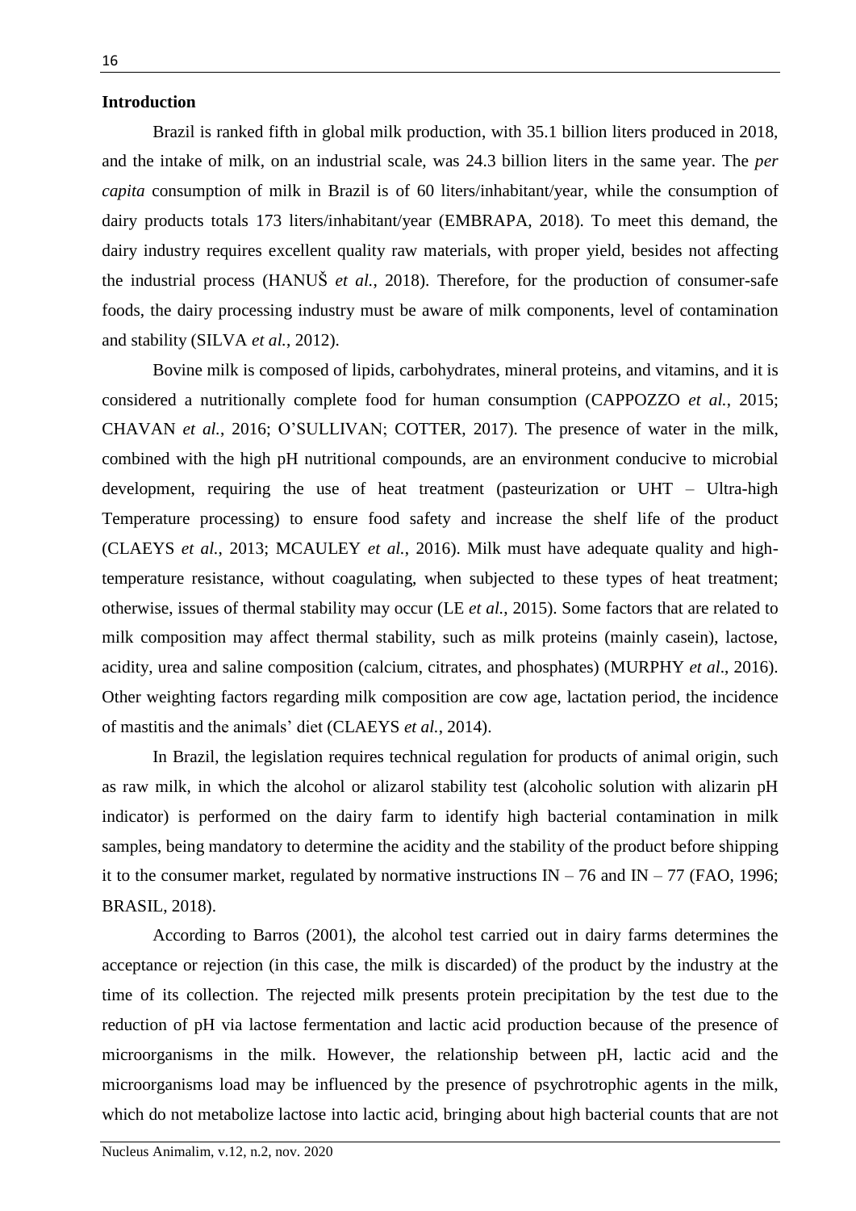**Introduction**

Brazil is ranked fifth in global milk production, with 35.1 billion liters produced in 2018, and the intake of milk, on an industrial scale, was 24.3 billion liters in the same year. The *per capita* consumption of milk in Brazil is of 60 liters/inhabitant/year, while the consumption of dairy products totals 173 liters/inhabitant/year (EMBRAPA, 2018). To meet this demand, the dairy industry requires excellent quality raw materials, with proper yield, besides not affecting the industrial process (HANUŠ *et al.*, 2018). Therefore, for the production of consumer-safe foods, the dairy processing industry must be aware of milk components, level of contamination and stability (SILVA *et al.*, 2012).

Bovine milk is composed of lipids, carbohydrates, mineral proteins, and vitamins, and it is considered a nutritionally complete food for human consumption (CAPPOZZO *et al.*, 2015; CHAVAN *et al.*, 2016; O'SULLIVAN; COTTER, 2017). The presence of water in the milk, combined with the high pH nutritional compounds, are an environment conducive to microbial development, requiring the use of heat treatment (pasteurization or UHT – Ultra-high Temperature processing) to ensure food safety and increase the shelf life of the product (CLAEYS *et al.*, 2013; MCAULEY *et al.*, 2016). Milk must have adequate quality and high-temperature resistance, without coagulating, when subjected to these types of heat treatment; otherwise, issues of thermal stability may occur (LE *et al.*, 2015). Some factors that are related to milk composition may affect thermal stability, such as milk proteins (mainly casein), lactose, acidity, urea and saline composition (calcium, citrates, and phosphates) (MURPHY *et al*., 2016). Other weighting factors regarding milk composition are cow age, lactation period, the incidence of mastitis and the animals' diet (CLAEYS *et al.*, 2014).

In Brazil, the legislation requires technical regulation for products of animal origin, such as raw milk, in which the alcohol or alizarol stability test (alcoholic solution with alizarin pH indicator) is performed on the dairy farm to identify high bacterial contamination in milk samples, being mandatory to determine the acidity and the stability of the product before shipping it to the consumer market, regulated by normative instructions IN – 76 and IN – 77 (FAO, 1996; BRASIL, 2018).

According to Barros (2001), the alcohol test carried out in dairy farms determines the acceptance or rejection (in this case, the milk is discarded) of the product by the industry at the time of its collection. The rejected milk presents protein precipitation by the test due to the reduction of pH via lactose fermentation and lactic acid production because of the presence of microorganisms in the milk. However, the relationship between pH, lactic acid and the microorganisms load may be influenced by the presence of psychrotrophic agents in the milk, which do not metabolize lactose into lactic acid, bringing about high bacterial counts that are not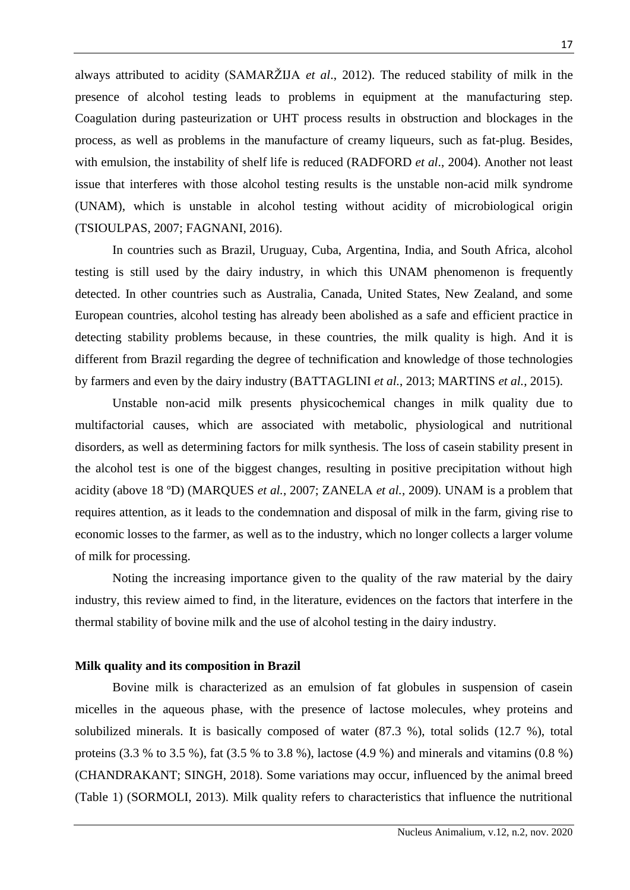always attributed to acidity (SAMARŽIJA *et al*., 2012). The reduced stability of milk in the presence of alcohol testing leads to problems in equipment at the manufacturing step. Coagulation during pasteurization or UHT process results in obstruction and blockages in the process, as well as problems in the manufacture of creamy liqueurs, such as fat-plug. Besides, with emulsion, the instability of shelf life is reduced (RADFORD *et al*., 2004). Another not least issue that interferes with those alcohol testing results is the unstable non-acid milk syndrome (UNAM), which is unstable in alcohol testing without acidity of microbiological origin (TSIOULPAS, 2007; FAGNANI, 2016).

In countries such as Brazil, Uruguay, Cuba, Argentina, India, and South Africa, alcohol testing is still used by the dairy industry, in which this UNAM phenomenon is frequently detected. In other countries such as Australia, Canada, United States, New Zealand, and some European countries, alcohol testing has already been abolished as a safe and efficient practice in detecting stability problems because, in these countries, the milk quality is high. And it is different from Brazil regarding the degree of technification and knowledge of those technologies by farmers and even by the dairy industry (BATTAGLINI *et al.*, 2013; MARTINS *et al.*, 2015).

Unstable non-acid milk presents physicochemical changes in milk quality due to multifactorial causes, which are associated with metabolic, physiological and nutritional disorders, as well as determining factors for milk synthesis. The loss of casein stability present in the alcohol test is one of the biggest changes, resulting in positive precipitation without high acidity (above 18 ºD) (MARQUES *et al.*, 2007; ZANELA *et al.*, 2009). UNAM is a problem that requires attention, as it leads to the condemnation and disposal of milk in the farm, giving rise to economic losses to the farmer, as well as to the industry, which no longer collects a larger volume of milk for processing.

Noting the increasing importance given to the quality of the raw material by the dairy industry, this review aimed to find, in the literature, evidences on the factors that interfere in the thermal stability of bovine milk and the use of alcohol testing in the dairy industry.

**Milk quality and its composition in Brazil**

Bovine milk is characterized as an emulsion of fat globules in suspension of casein micelles in the aqueous phase, with the presence of lactose molecules, whey proteins and solubilized minerals. It is basically composed of water (87.3 %), total solids (12.7 %), total proteins (3.3 % to 3.5 %), fat (3.5 % to 3.8 %), lactose (4.9 %) and minerals and vitamins (0.8 %) (CHANDRAKANT; SINGH, 2018). Some variations may occur, influenced by the animal breed (Table 1) (SORMOLI, 2013). Milk quality refers to characteristics that influence the nutritional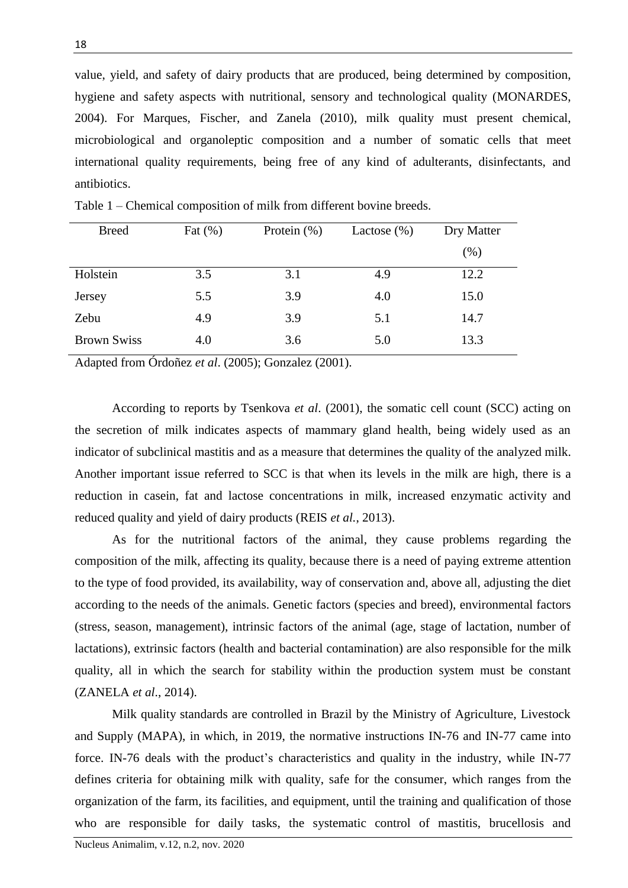value, yield, and safety of dairy products that are produced, being determined by composition, hygiene and safety aspects with nutritional, sensory and technological quality (MONARDES, 2004). For Marques, Fischer, and Zanela (2010), milk quality must present chemical, microbiological and organoleptic composition and a number of somatic cells that meet international quality requirements, being free of any kind of adulterants, disinfectants, and antibiotics.

Table 1 – Chemical composition of milk from different bovine breeds.

| Breed | Fat (%) | Protein (%) | Lactose (%) | Dry Matter (%) |
|---|---|---|---|---|
| Holstein | 3.5 | 3.1 | 4.9 | 12.2 |
| Jersey | 5.5 | 3.9 | 4.0 | 15.0 |
| Zebu | 4.9 | 3.9 | 5.1 | 14.7 |
| Brown Swiss | 4.0 | 3.6 | 5.0 | 13.3 |

Adapted from Órdoñez *et al*. (2005); Gonzalez (2001).

According to reports by Tsenkova *et al*. (2001), the somatic cell count (SCC) acting on the secretion of milk indicates aspects of mammary gland health, being widely used as an indicator of subclinical mastitis and as a measure that determines the quality of the analyzed milk. Another important issue referred to SCC is that when its levels in the milk are high, there is a reduction in casein, fat and lactose concentrations in milk, increased enzymatic activity and reduced quality and yield of dairy products (REIS *et al.*, 2013).

As for the nutritional factors of the animal, they cause problems regarding the composition of the milk, affecting its quality, because there is a need of paying extreme attention to the type of food provided, its availability, way of conservation and, above all, adjusting the diet according to the needs of the animals. Genetic factors (species and breed), environmental factors (stress, season, management), intrinsic factors of the animal (age, stage of lactation, number of lactations), extrinsic factors (health and bacterial contamination) are also responsible for the milk quality, all in which the search for stability within the production system must be constant (ZANELA *et al*., 2014).

Milk quality standards are controlled in Brazil by the Ministry of Agriculture, Livestock and Supply (MAPA), in which, in 2019, the normative instructions IN-76 and IN-77 came into force. IN-76 deals with the product's characteristics and quality in the industry, while IN-77 defines criteria for obtaining milk with quality, safe for the consumer, which ranges from the organization of the farm, its facilities, and equipment, until the training and qualification of those who are responsible for daily tasks, the systematic control of mastitis, brucellosis and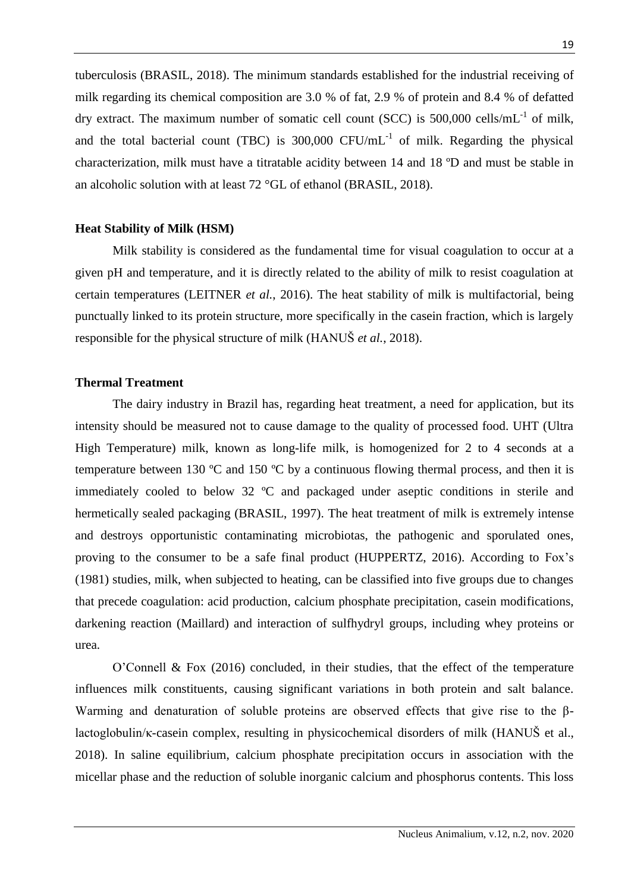tuberculosis (BRASIL, 2018). The minimum standards established for the industrial receiving of milk regarding its chemical composition are 3.0 % of fat, 2.9 % of protein and 8.4 % of defatted dry extract. The maximum number of somatic cell count (SCC) is 500,000 cells/mL$^{-1}$ of milk, and the total bacterial count (TBC) is 300,000 CFU/mL$^{-1}$ of milk. Regarding the physical characterization, milk must have a titratable acidity between 14 and 18 ºD and must be stable in an alcoholic solution with at least 72 °GL of ethanol (BRASIL, 2018).

## Heat Stability of Milk (HSM)

Milk stability is considered as the fundamental time for visual coagulation to occur at a given pH and temperature, and it is directly related to the ability of milk to resist coagulation at certain temperatures (LEITNER *et al.*, 2016). The heat stability of milk is multifactorial, being punctually linked to its protein structure, more specifically in the casein fraction, which is largely responsible for the physical structure of milk (HANUŠ *et al.*, 2018).

## Thermal Treatment

The dairy industry in Brazil has, regarding heat treatment, a need for application, but its intensity should be measured not to cause damage to the quality of processed food. UHT (Ultra High Temperature) milk, known as long-life milk, is homogenized for 2 to 4 seconds at a temperature between 130 ºC and 150 ºC by a continuous flowing thermal process, and then it is immediately cooled to below 32 ºC and packaged under aseptic conditions in sterile and hermetically sealed packaging (BRASIL, 1997). The heat treatment of milk is extremely intense and destroys opportunistic contaminating microbiotas, the pathogenic and sporulated ones, proving to the consumer to be a safe final product (HUPPERTZ, 2016). According to Fox's (1981) studies, milk, when subjected to heating, can be classified into five groups due to changes that precede coagulation: acid production, calcium phosphate precipitation, casein modifications, darkening reaction (Maillard) and interaction of sulfhydryl groups, including whey proteins or urea.

O'Connell & Fox (2016) concluded, in their studies, that the effect of the temperature influences milk constituents, causing significant variations in both protein and salt balance. Warming and denaturation of soluble proteins are observed effects that give rise to the β-lactoglobulin/κ-casein complex, resulting in physicochemical disorders of milk (HANUŠ et al., 2018). In saline equilibrium, calcium phosphate precipitation occurs in association with the micellar phase and the reduction of soluble inorganic calcium and phosphorus contents. This loss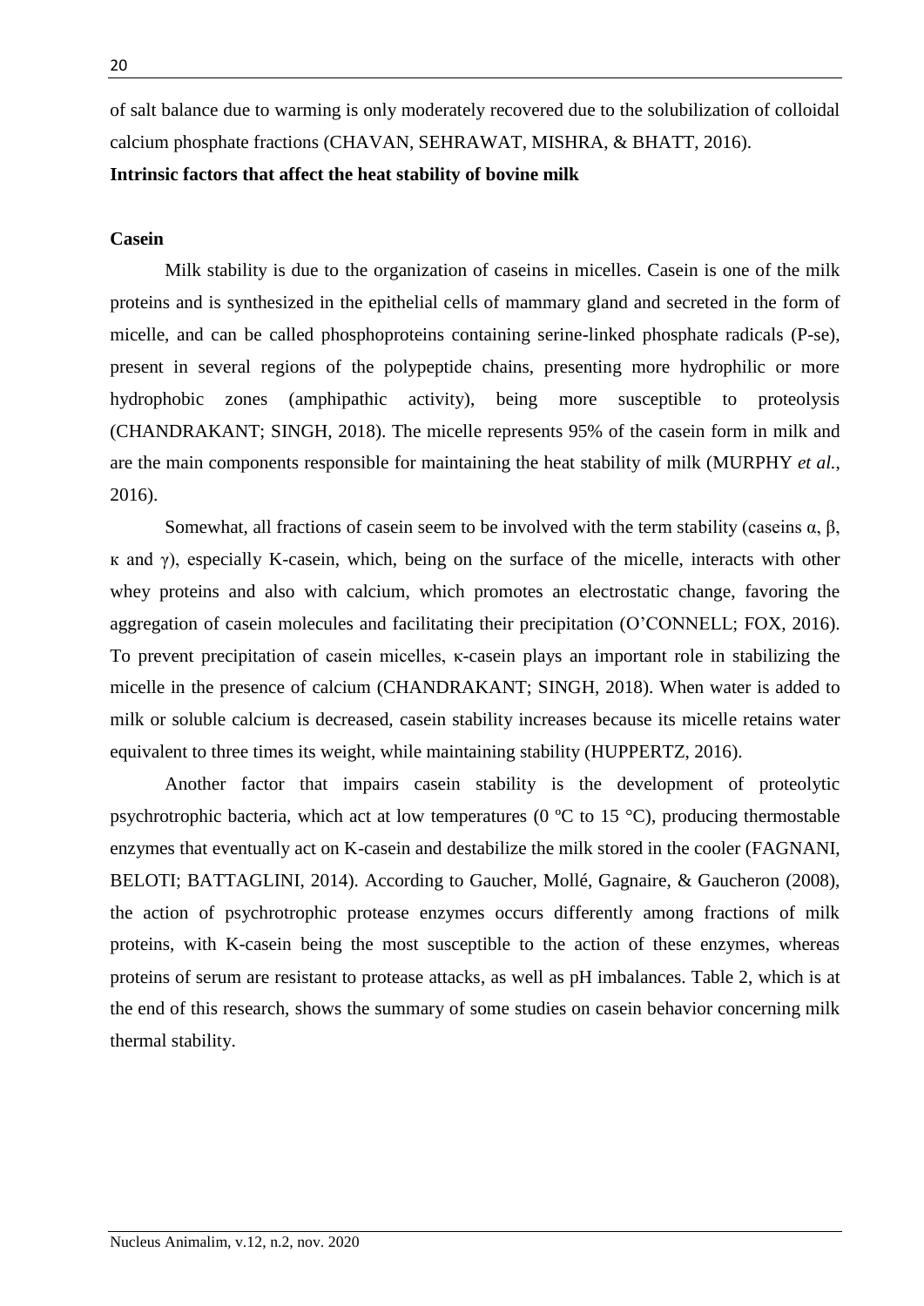of salt balance due to warming is only moderately recovered due to the solubilization of colloidal calcium phosphate fractions (CHAVAN, SEHRAWAT, MISHRA, & BHATT, 2016).

**Intrinsic factors that affect the heat stability of bovine milk**

**Casein**

Milk stability is due to the organization of caseins in micelles. Casein is one of the milk proteins and is synthesized in the epithelial cells of mammary gland and secreted in the form of micelle, and can be called phosphoproteins containing serine-linked phosphate radicals (P-se), present in several regions of the polypeptide chains, presenting more hydrophilic or more hydrophobic zones (amphipathic activity), being more susceptible to proteolysis (CHANDRAKANT; SINGH, 2018). The micelle represents 95% of the casein form in milk and are the main components responsible for maintaining the heat stability of milk (MURPHY *et al.*, 2016).

Somewhat, all fractions of casein seem to be involved with the term stability (caseins α, β, κ and γ), especially K-casein, which, being on the surface of the micelle, interacts with other whey proteins and also with calcium, which promotes an electrostatic change, favoring the aggregation of casein molecules and facilitating their precipitation (O'CONNELL; FOX, 2016). To prevent precipitation of casein micelles, κ-casein plays an important role in stabilizing the micelle in the presence of calcium (CHANDRAKANT; SINGH, 2018). When water is added to milk or soluble calcium is decreased, casein stability increases because its micelle retains water equivalent to three times its weight, while maintaining stability (HUPPERTZ, 2016).

Another factor that impairs casein stability is the development of proteolytic psychrotrophic bacteria, which act at low temperatures (0 ºC to 15 °C), producing thermostable enzymes that eventually act on K-casein and destabilize the milk stored in the cooler (FAGNANI, BELOTI; BATTAGLINI, 2014). According to Gaucher, Mollé, Gagnaire, & Gaucheron (2008), the action of psychrotrophic protease enzymes occurs differently among fractions of milk proteins, with K-casein being the most susceptible to the action of these enzymes, whereas proteins of serum are resistant to protease attacks, as well as pH imbalances. Table 2, which is at the end of this research, shows the summary of some studies on casein behavior concerning milk thermal stability.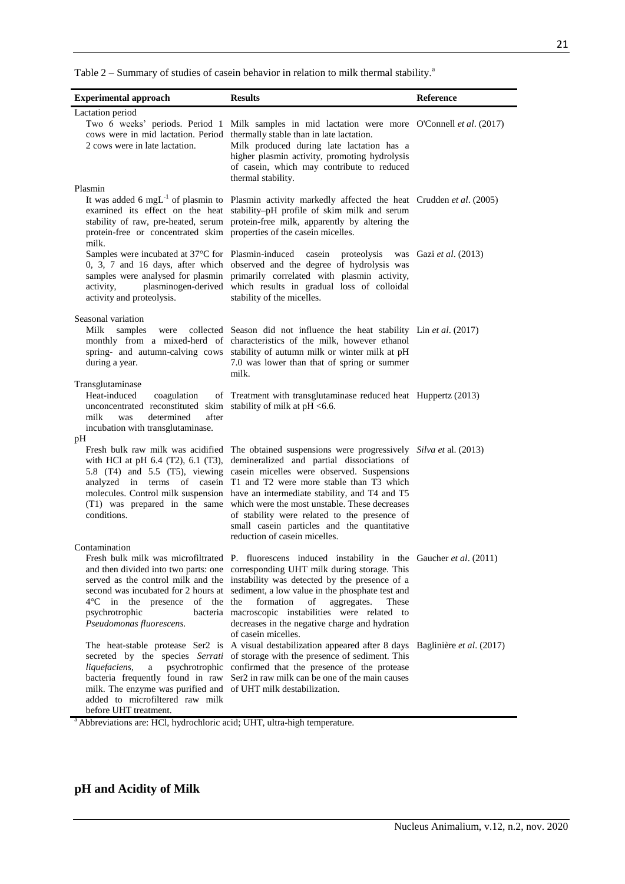Table 2 – Summary of studies of casein behavior in relation to milk thermal stability.[a]

| Experimental approach | Results | Reference |
|---|---|---|
| Lactation period | | |
| Two 6 weeks' periods. Period 1 cows were in mid lactation. Period 2 cows were in late lactation. | Milk samples in mid lactation were more thermally stable than in late lactation. Milk produced during late lactation has a higher plasmin activity, promoting hydrolysis of casein, which may contribute to reduced thermal stability. | O'Connell *et al*. (2017) |
| Plasmin | | |
| It was added 6 $mgL^{-1}$ of plasmin to examined its effect on the heat stability of raw, pre-heated, serum protein-free or concentrated skim milk. | Plasmin activity markedly affected the heat stability–pH profile of skim milk and serum protein-free milk, apparently by altering the properties of the casein micelles. | Crudden *et al*. (2005) |
| Samples were incubated at 37°C for 0, 3, 7 and 16 days, after which samples were analysed for plasmin activity, plasminogen-derived activity and proteolysis. | Plasmin-induced casein proteolysis was observed and the degree of hydrolysis was primarily correlated with plasmin activity, which results in gradual loss of colloidal stability of the micelles. | Gazi *et al*. (2013) |
| Seasonal variation | | |
| Milk samples were collected monthly from a mixed-herd of spring- and autumn-calving cows during a year. | Season did not influence the heat stability characteristics of the milk, however ethanol stability of autumn milk or winter milk at pH 7.0 was lower than that of spring or summer milk. | Lin *et al*. (2017) |
| Transglutaminase | | |
| Heat-induced coagulation of unconcentrated reconstituted skim milk was determined after incubation with transglutaminase. | Treatment with transglutaminase reduced heat stability of milk at pH <6.6. | Huppertz (2013) |
| pH | | |
| Fresh bulk raw milk was acidified with HCl at pH 6.4 (T2), 6.1 (T3), 5.8 (T4) and 5.5 (T5), viewing analyzed in terms of casein molecules. Control milk suspension (T1) was prepared in the same conditions. | The obtained suspensions were progressively demineralized and partial dissociations of casein micelles were observed. Suspensions T1 and T2 were more stable than T3 which have an intermediate stability, and T4 and T5 which were the most unstable. These decreases of stability were related to the presence of small casein particles and the quantitative reduction of casein micelles. | *Silva et* al. (2013) |
| Contamination | | |
| Fresh bulk milk was microfiltrated and then divided into two parts: one served as the control milk and the second was incubated for 2 hours at 4°C in the presence of the psychrotrophic bacteria *Pseudomonas fluorescens.* | P. fluorescens induced instability in the corresponding UHT milk during storage. This instability was detected by the presence of a sediment, a low value in the phosphate test and the formation of aggregates. These macroscopic instabilities were related to decreases in the negative charge and hydration of casein micelles. | Gaucher *et al*. (2011) |
| The heat-stable protease Ser2 is secreted by the species *Serrati liquefaciens*, a psychrotrophic bacteria frequently found in raw milk. The enzyme was purified and added to microfiltered raw milk before UHT treatment. | A visual destabilization appeared after 8 days of storage with the presence of sediment. This confirmed that the presence of the protease Ser2 in raw milk can be one of the main causes of UHT milk destabilization. | Baglinière *et al*. (2017) |

[a] Abbreviations are: HCl, hydrochloric acid; UHT, ultra-high temperature.

## pH and Acidity of Milk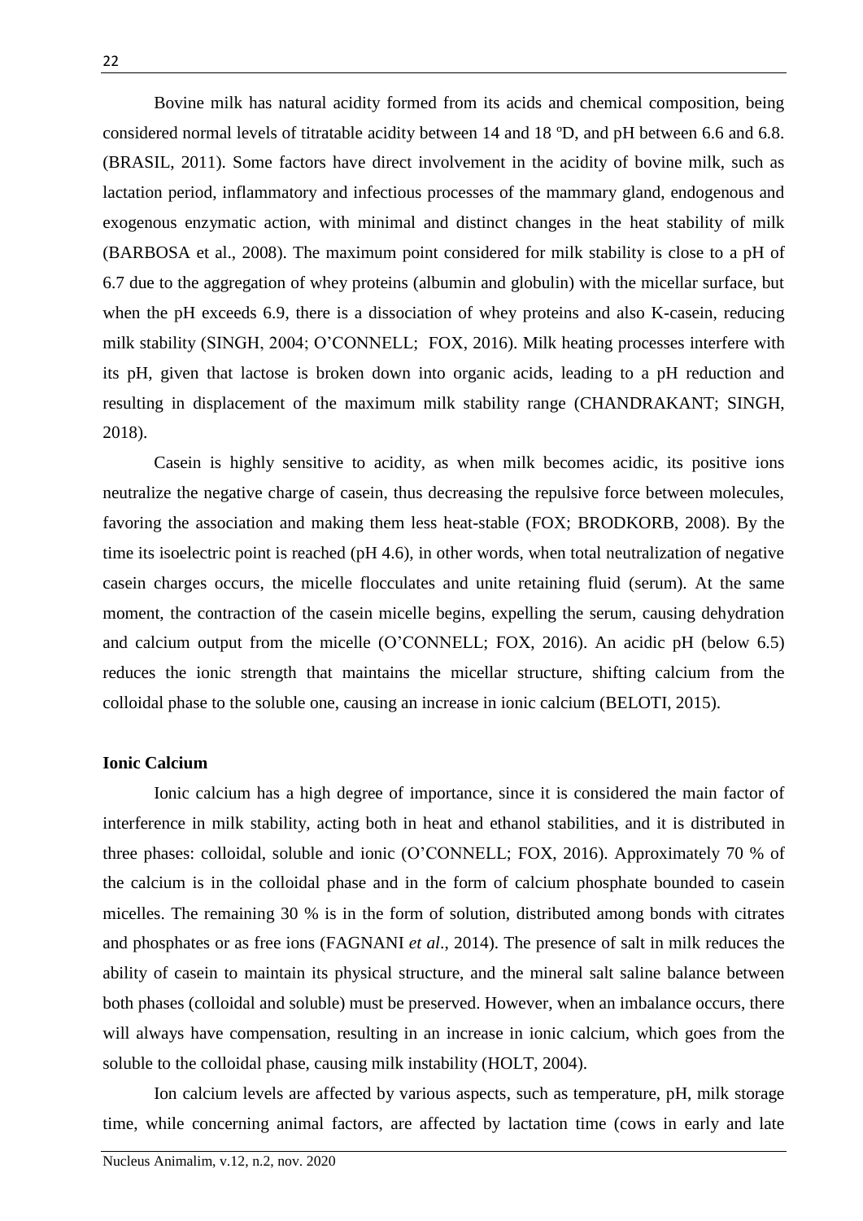Bovine milk has natural acidity formed from its acids and chemical composition, being considered normal levels of titratable acidity between 14 and 18 ºD, and pH between 6.6 and 6.8. (BRASIL, 2011). Some factors have direct involvement in the acidity of bovine milk, such as lactation period, inflammatory and infectious processes of the mammary gland, endogenous and exogenous enzymatic action, with minimal and distinct changes in the heat stability of milk (BARBOSA et al., 2008). The maximum point considered for milk stability is close to a pH of 6.7 due to the aggregation of whey proteins (albumin and globulin) with the micellar surface, but when the pH exceeds 6.9, there is a dissociation of whey proteins and also K-casein, reducing milk stability (SINGH, 2004; O'CONNELL; FOX, 2016). Milk heating processes interfere with its pH, given that lactose is broken down into organic acids, leading to a pH reduction and resulting in displacement of the maximum milk stability range (CHANDRAKANT; SINGH, 2018).

Casein is highly sensitive to acidity, as when milk becomes acidic, its positive ions neutralize the negative charge of casein, thus decreasing the repulsive force between molecules, favoring the association and making them less heat-stable (FOX; BRODKORB, 2008). By the time its isoelectric point is reached (pH 4.6), in other words, when total neutralization of negative casein charges occurs, the micelle flocculates and unite retaining fluid (serum). At the same moment, the contraction of the casein micelle begins, expelling the serum, causing dehydration and calcium output from the micelle (O'CONNELL; FOX, 2016). An acidic pH (below 6.5) reduces the ionic strength that maintains the micellar structure, shifting calcium from the colloidal phase to the soluble one, causing an increase in ionic calcium (BELOTI, 2015).

**Ionic Calcium**

Ionic calcium has a high degree of importance, since it is considered the main factor of interference in milk stability, acting both in heat and ethanol stabilities, and it is distributed in three phases: colloidal, soluble and ionic (O'CONNELL; FOX, 2016). Approximately 70 % of the calcium is in the colloidal phase and in the form of calcium phosphate bounded to casein micelles. The remaining 30 % is in the form of solution, distributed among bonds with citrates and phosphates or as free ions (FAGNANI *et al*., 2014). The presence of salt in milk reduces the ability of casein to maintain its physical structure, and the mineral salt saline balance between both phases (colloidal and soluble) must be preserved. However, when an imbalance occurs, there will always have compensation, resulting in an increase in ionic calcium, which goes from the soluble to the colloidal phase, causing milk instability (HOLT, 2004).

Ion calcium levels are affected by various aspects, such as temperature, pH, milk storage time, while concerning animal factors, are affected by lactation time (cows in early and late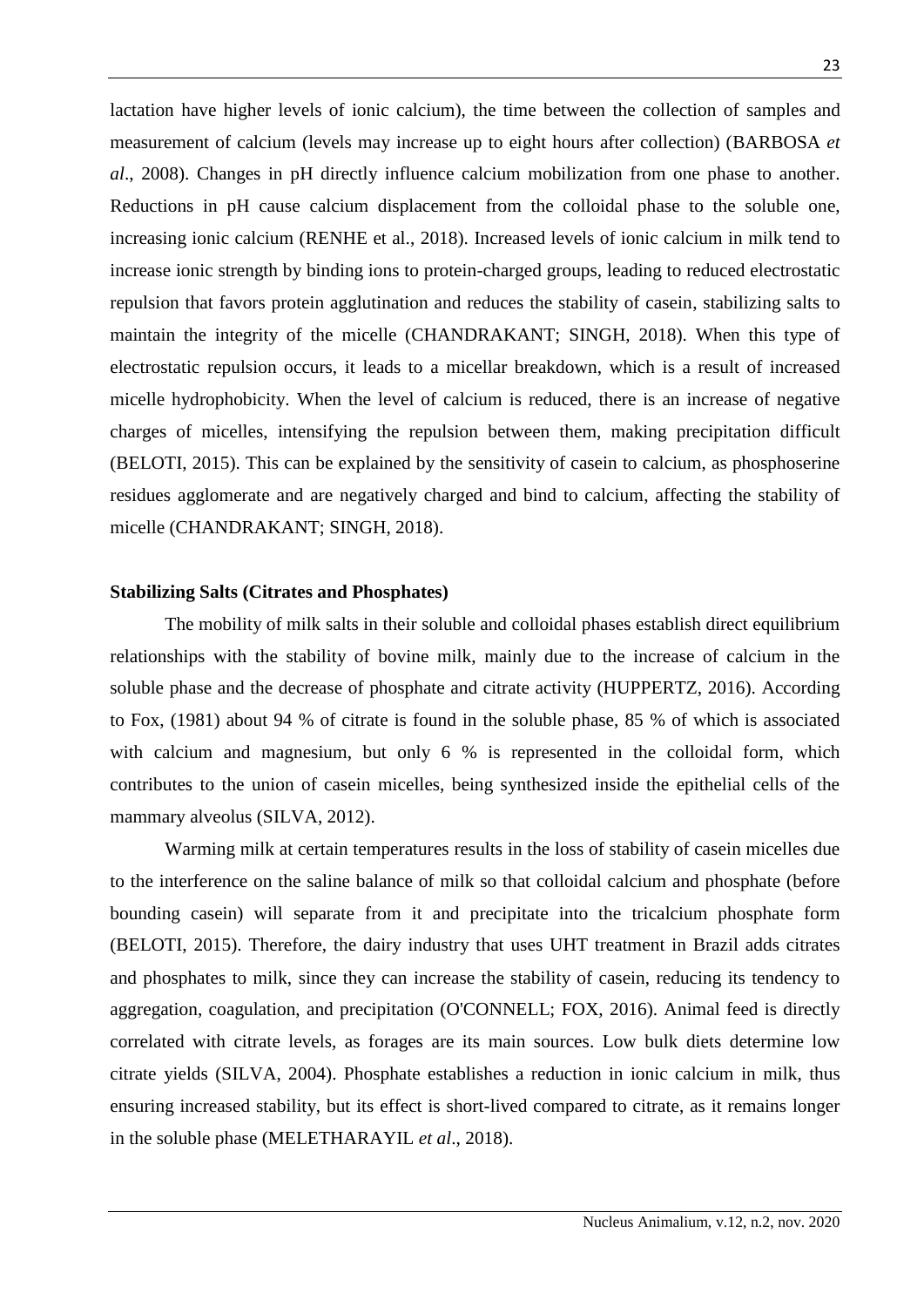lactation have higher levels of ionic calcium), the time between the collection of samples and measurement of calcium (levels may increase up to eight hours after collection) (BARBOSA *et al*., 2008). Changes in pH directly influence calcium mobilization from one phase to another. Reductions in pH cause calcium displacement from the colloidal phase to the soluble one, increasing ionic calcium (RENHE et al., 2018). Increased levels of ionic calcium in milk tend to increase ionic strength by binding ions to protein-charged groups, leading to reduced electrostatic repulsion that favors protein agglutination and reduces the stability of casein, stabilizing salts to maintain the integrity of the micelle (CHANDRAKANT; SINGH, 2018). When this type of electrostatic repulsion occurs, it leads to a micellar breakdown, which is a result of increased micelle hydrophobicity. When the level of calcium is reduced, there is an increase of negative charges of micelles, intensifying the repulsion between them, making precipitation difficult (BELOTI, 2015). This can be explained by the sensitivity of casein to calcium, as phosphoserine residues agglomerate and are negatively charged and bind to calcium, affecting the stability of micelle (CHANDRAKANT; SINGH, 2018).

**Stabilizing Salts (Citrates and Phosphates)**

The mobility of milk salts in their soluble and colloidal phases establish direct equilibrium relationships with the stability of bovine milk, mainly due to the increase of calcium in the soluble phase and the decrease of phosphate and citrate activity (HUPPERTZ, 2016). According to Fox, (1981) about 94 % of citrate is found in the soluble phase, 85 % of which is associated with calcium and magnesium, but only 6 % is represented in the colloidal form, which contributes to the union of casein micelles, being synthesized inside the epithelial cells of the mammary alveolus (SILVA, 2012).

Warming milk at certain temperatures results in the loss of stability of casein micelles due to the interference on the saline balance of milk so that colloidal calcium and phosphate (before bounding casein) will separate from it and precipitate into the tricalcium phosphate form (BELOTI, 2015). Therefore, the dairy industry that uses UHT treatment in Brazil adds citrates and phosphates to milk, since they can increase the stability of casein, reducing its tendency to aggregation, coagulation, and precipitation (O'CONNELL; FOX, 2016). Animal feed is directly correlated with citrate levels, as forages are its main sources. Low bulk diets determine low citrate yields (SILVA, 2004). Phosphate establishes a reduction in ionic calcium in milk, thus ensuring increased stability, but its effect is short-lived compared to citrate, as it remains longer in the soluble phase (MELETHARAYIL *et al*., 2018).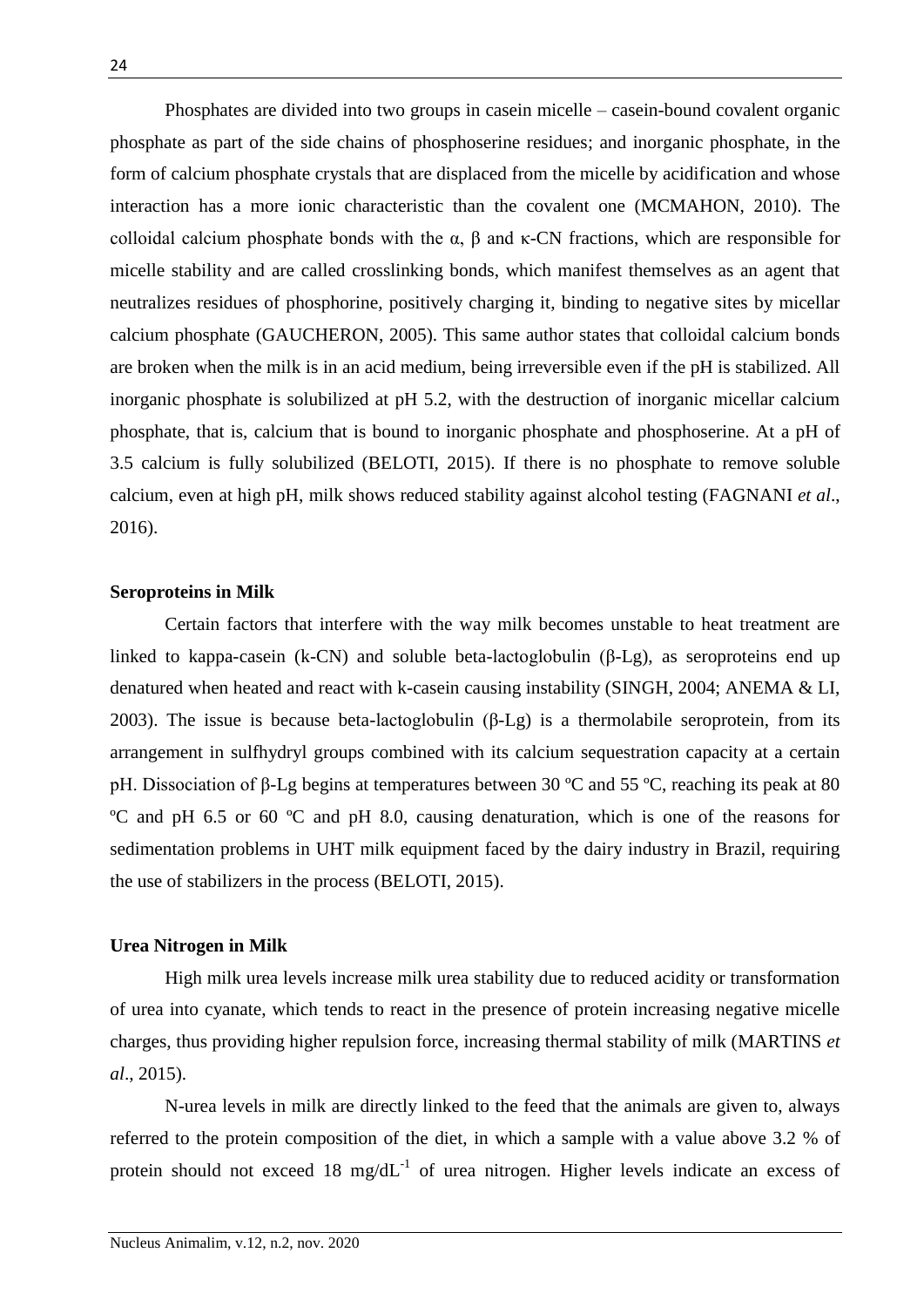Phosphates are divided into two groups in casein micelle – casein-bound covalent organic phosphate as part of the side chains of phosphoserine residues; and inorganic phosphate, in the form of calcium phosphate crystals that are displaced from the micelle by acidification and whose interaction has a more ionic characteristic than the covalent one (MCMAHON, 2010). The colloidal calcium phosphate bonds with the α, β and κ-CN fractions, which are responsible for micelle stability and are called crosslinking bonds, which manifest themselves as an agent that neutralizes residues of phosphorine, positively charging it, binding to negative sites by micellar calcium phosphate (GAUCHERON, 2005). This same author states that colloidal calcium bonds are broken when the milk is in an acid medium, being irreversible even if the pH is stabilized. All inorganic phosphate is solubilized at pH 5.2, with the destruction of inorganic micellar calcium phosphate, that is, calcium that is bound to inorganic phosphate and phosphoserine. At a pH of 3.5 calcium is fully solubilized (BELOTI, 2015). If there is no phosphate to remove soluble calcium, even at high pH, milk shows reduced stability against alcohol testing (FAGNANI *et al*., 2016).

**Seroproteins in Milk**

Certain factors that interfere with the way milk becomes unstable to heat treatment are linked to kappa-casein (k-CN) and soluble beta-lactoglobulin (β-Lg), as seroproteins end up denatured when heated and react with k-casein causing instability (SINGH, 2004; ANEMA & LI, 2003). The issue is because beta-lactoglobulin (β-Lg) is a thermolabile seroprotein, from its arrangement in sulfhydryl groups combined with its calcium sequestration capacity at a certain pH. Dissociation of β-Lg begins at temperatures between 30 ºC and 55 ºC, reaching its peak at 80 ºC and pH 6.5 or 60 ºC and pH 8.0, causing denaturation, which is one of the reasons for sedimentation problems in UHT milk equipment faced by the dairy industry in Brazil, requiring the use of stabilizers in the process (BELOTI, 2015).

**Urea Nitrogen in Milk**

High milk urea levels increase milk urea stability due to reduced acidity or transformation of urea into cyanate, which tends to react in the presence of protein increasing negative micelle charges, thus providing higher repulsion force, increasing thermal stability of milk (MARTINS *et al*., 2015).

N-urea levels in milk are directly linked to the feed that the animals are given to, always referred to the protein composition of the diet, in which a sample with a value above 3.2 % of protein should not exceed 18 $mg/dL^{-1}$ of urea nitrogen. Higher levels indicate an excess of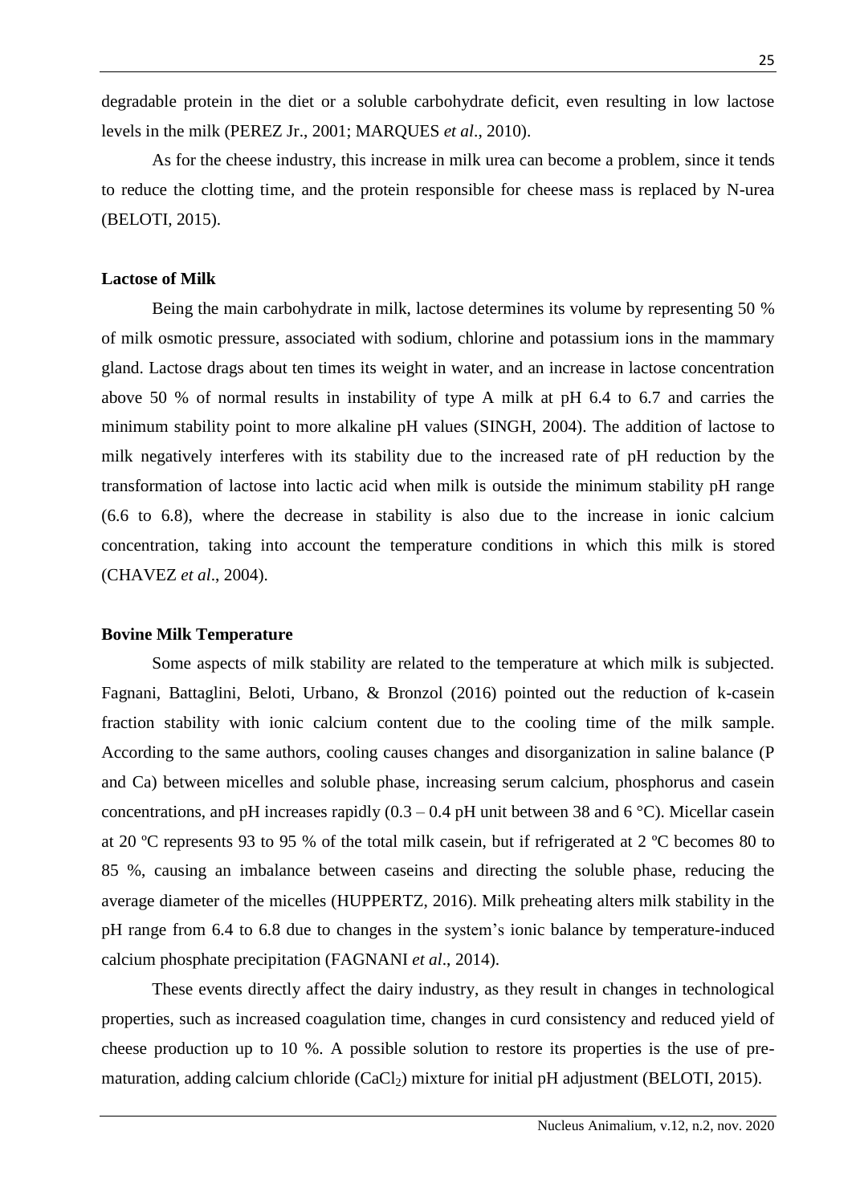degradable protein in the diet or a soluble carbohydrate deficit, even resulting in low lactose levels in the milk (PEREZ Jr., 2001; MARQUES *et al*., 2010).

As for the cheese industry, this increase in milk urea can become a problem, since it tends to reduce the clotting time, and the protein responsible for cheese mass is replaced by N-urea (BELOTI, 2015).

**Lactose of Milk**

Being the main carbohydrate in milk, lactose determines its volume by representing 50 % of milk osmotic pressure, associated with sodium, chlorine and potassium ions in the mammary gland. Lactose drags about ten times its weight in water, and an increase in lactose concentration above 50 % of normal results in instability of type A milk at pH 6.4 to 6.7 and carries the minimum stability point to more alkaline pH values (SINGH, 2004). The addition of lactose to milk negatively interferes with its stability due to the increased rate of pH reduction by the transformation of lactose into lactic acid when milk is outside the minimum stability pH range (6.6 to 6.8), where the decrease in stability is also due to the increase in ionic calcium concentration, taking into account the temperature conditions in which this milk is stored (CHAVEZ *et al*., 2004).

**Bovine Milk Temperature**

Some aspects of milk stability are related to the temperature at which milk is subjected. Fagnani, Battaglini, Beloti, Urbano, & Bronzol (2016) pointed out the reduction of k-casein fraction stability with ionic calcium content due to the cooling time of the milk sample. According to the same authors, cooling causes changes and disorganization in saline balance (P and Ca) between micelles and soluble phase, increasing serum calcium, phosphorus and casein concentrations, and pH increases rapidly (0.3 – 0.4 pH unit between 38 and 6 °C). Micellar casein at 20 ºC represents 93 to 95 % of the total milk casein, but if refrigerated at 2 ºC becomes 80 to 85 %, causing an imbalance between caseins and directing the soluble phase, reducing the average diameter of the micelles (HUPPERTZ, 2016). Milk preheating alters milk stability in the pH range from 6.4 to 6.8 due to changes in the system's ionic balance by temperature-induced calcium phosphate precipitation (FAGNANI *et al*., 2014).

These events directly affect the dairy industry, as they result in changes in technological properties, such as increased coagulation time, changes in curd consistency and reduced yield of cheese production up to 10 %. A possible solution to restore its properties is the use of pre-maturation, adding calcium chloride ($CaCl_2$) mixture for initial pH adjustment (BELOTI, 2015).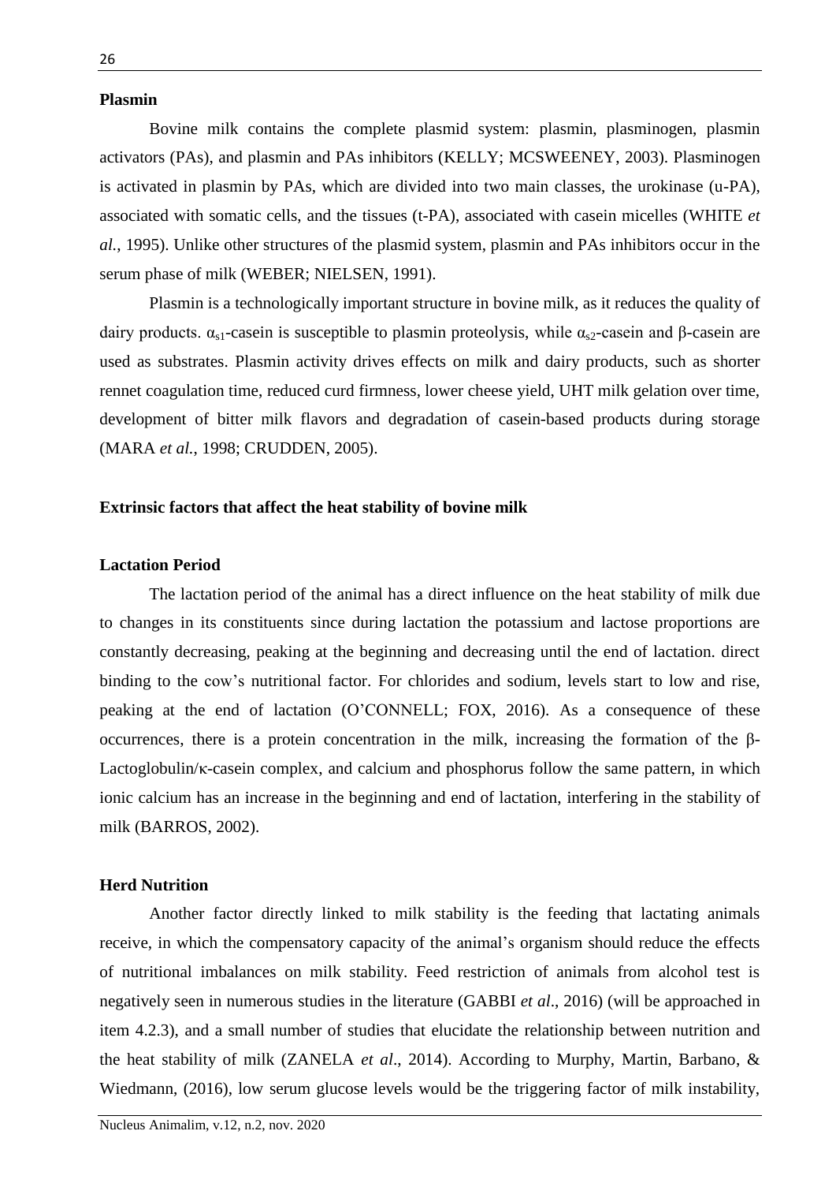**Plasmin**

Bovine milk contains the complete plasmid system: plasmin, plasminogen, plasmin activators (PAs), and plasmin and PAs inhibitors (KELLY; MCSWEENEY, 2003). Plasminogen is activated in plasmin by PAs, which are divided into two main classes, the urokinase (u-PA), associated with somatic cells, and the tissues (t-PA), associated with casein micelles (WHITE *et al.*, 1995). Unlike other structures of the plasmid system, plasmin and PAs inhibitors occur in the serum phase of milk (WEBER; NIELSEN, 1991).

Plasmin is a technologically important structure in bovine milk, as it reduces the quality of dairy products. $\alpha_{s1}$-casein is susceptible to plasmin proteolysis, while $\alpha_{s2}$-casein and β-casein are used as substrates. Plasmin activity drives effects on milk and dairy products, such as shorter rennet coagulation time, reduced curd firmness, lower cheese yield, UHT milk gelation over time, development of bitter milk flavors and degradation of casein-based products during storage (MARA *et al.*, 1998; CRUDDEN, 2005).

**Extrinsic factors that affect the heat stability of bovine milk**

**Lactation Period**

The lactation period of the animal has a direct influence on the heat stability of milk due to changes in its constituents since during lactation the potassium and lactose proportions are constantly decreasing, peaking at the beginning and decreasing until the end of lactation. direct binding to the cow's nutritional factor. For chlorides and sodium, levels start to low and rise, peaking at the end of lactation (O'CONNELL; FOX, 2016). As a consequence of these occurrences, there is a protein concentration in the milk, increasing the formation of the β-Lactoglobulin/κ-casein complex, and calcium and phosphorus follow the same pattern, in which ionic calcium has an increase in the beginning and end of lactation, interfering in the stability of milk (BARROS, 2002).

**Herd Nutrition**

Another factor directly linked to milk stability is the feeding that lactating animals receive, in which the compensatory capacity of the animal's organism should reduce the effects of nutritional imbalances on milk stability. Feed restriction of animals from alcohol test is negatively seen in numerous studies in the literature (GABBI *et al*., 2016) (will be approached in item 4.2.3), and a small number of studies that elucidate the relationship between nutrition and the heat stability of milk (ZANELA *et al*., 2014). According to Murphy, Martin, Barbano, & Wiedmann, (2016), low serum glucose levels would be the triggering factor of milk instability,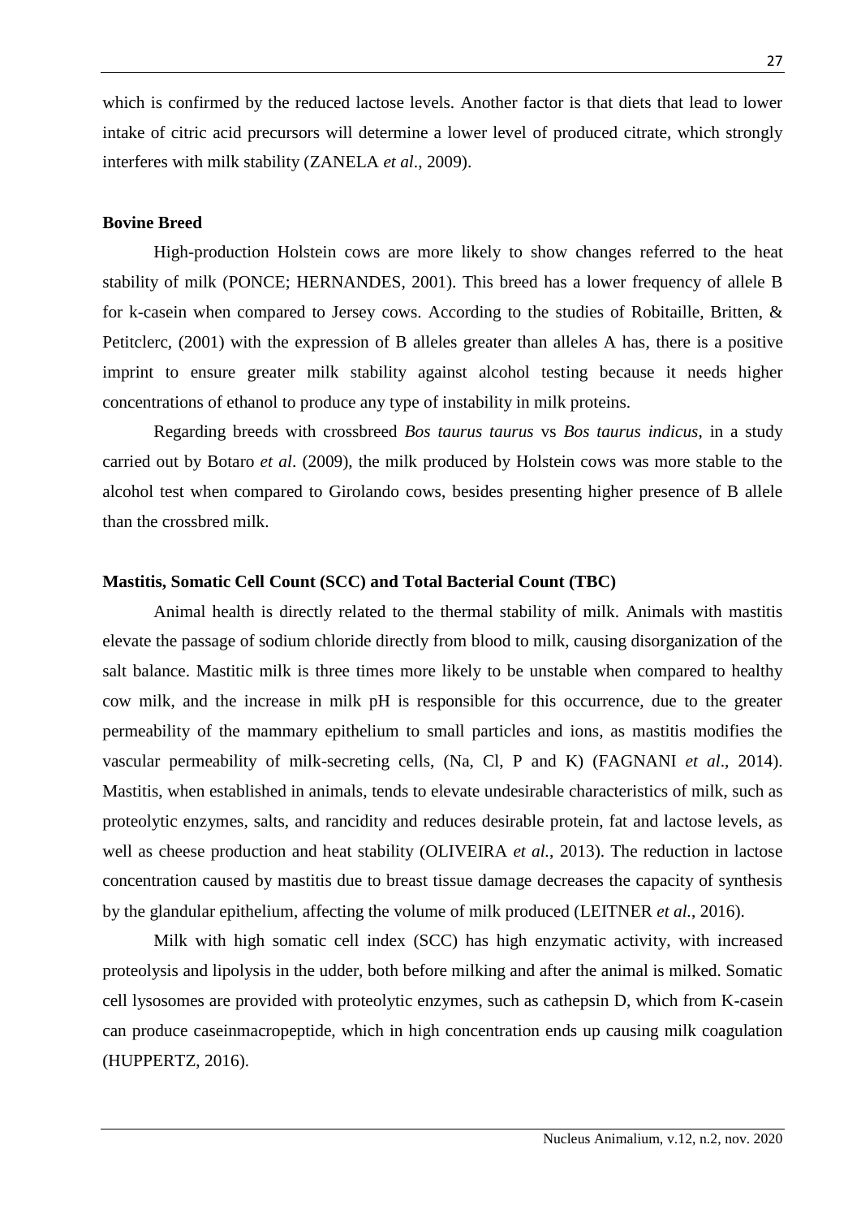which is confirmed by the reduced lactose levels. Another factor is that diets that lead to lower intake of citric acid precursors will determine a lower level of produced citrate, which strongly interferes with milk stability (ZANELA *et al*., 2009).

## Bovine Breed

High-production Holstein cows are more likely to show changes referred to the heat stability of milk (PONCE; HERNANDES, 2001). This breed has a lower frequency of allele B for k-casein when compared to Jersey cows. According to the studies of Robitaille, Britten, & Petitclerc, (2001) with the expression of B alleles greater than alleles A has, there is a positive imprint to ensure greater milk stability against alcohol testing because it needs higher concentrations of ethanol to produce any type of instability in milk proteins.

Regarding breeds with crossbreed *Bos taurus taurus* vs *Bos taurus indicus*, in a study carried out by Botaro *et al*. (2009), the milk produced by Holstein cows was more stable to the alcohol test when compared to Girolando cows, besides presenting higher presence of B allele than the crossbred milk.

## Mastitis, Somatic Cell Count (SCC) and Total Bacterial Count (TBC)

Animal health is directly related to the thermal stability of milk. Animals with mastitis elevate the passage of sodium chloride directly from blood to milk, causing disorganization of the salt balance. Mastitic milk is three times more likely to be unstable when compared to healthy cow milk, and the increase in milk pH is responsible for this occurrence, due to the greater permeability of the mammary epithelium to small particles and ions, as mastitis modifies the vascular permeability of milk-secreting cells, (Na, Cl, P and K) (FAGNANI *et al*., 2014). Mastitis, when established in animals, tends to elevate undesirable characteristics of milk, such as proteolytic enzymes, salts, and rancidity and reduces desirable protein, fat and lactose levels, as well as cheese production and heat stability (OLIVEIRA *et al.*, 2013). The reduction in lactose concentration caused by mastitis due to breast tissue damage decreases the capacity of synthesis by the glandular epithelium, affecting the volume of milk produced (LEITNER *et al.*, 2016).

Milk with high somatic cell index (SCC) has high enzymatic activity, with increased proteolysis and lipolysis in the udder, both before milking and after the animal is milked. Somatic cell lysosomes are provided with proteolytic enzymes, such as cathepsin D, which from K-casein can produce caseinmacropeptide, which in high concentration ends up causing milk coagulation (HUPPERTZ, 2016).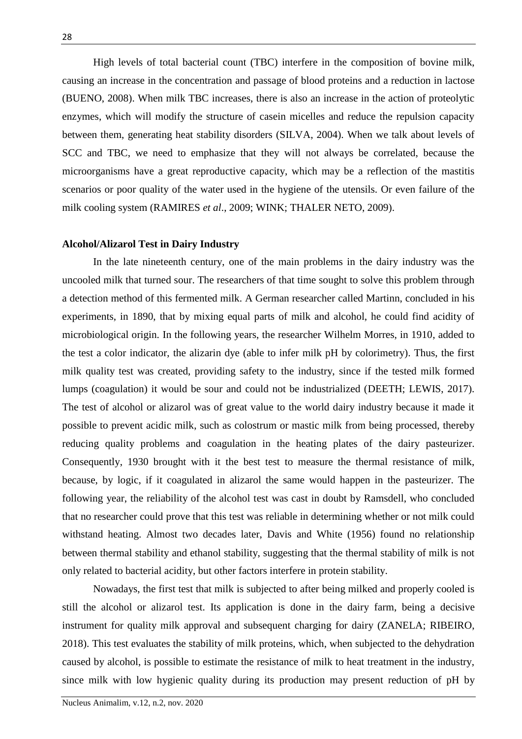High levels of total bacterial count (TBC) interfere in the composition of bovine milk, causing an increase in the concentration and passage of blood proteins and a reduction in lactose (BUENO, 2008). When milk TBC increases, there is also an increase in the action of proteolytic enzymes, which will modify the structure of casein micelles and reduce the repulsion capacity between them, generating heat stability disorders (SILVA, 2004). When we talk about levels of SCC and TBC, we need to emphasize that they will not always be correlated, because the microorganisms have a great reproductive capacity, which may be a reflection of the mastitis scenarios or poor quality of the water used in the hygiene of the utensils. Or even failure of the milk cooling system (RAMIRES *et al*., 2009; WINK; THALER NETO, 2009).

**Alcohol/Alizarol Test in Dairy Industry**

In the late nineteenth century, one of the main problems in the dairy industry was the uncooled milk that turned sour. The researchers of that time sought to solve this problem through a detection method of this fermented milk. A German researcher called Martinn, concluded in his experiments, in 1890, that by mixing equal parts of milk and alcohol, he could find acidity of microbiological origin. In the following years, the researcher Wilhelm Morres, in 1910, added to the test a color indicator, the alizarin dye (able to infer milk pH by colorimetry). Thus, the first milk quality test was created, providing safety to the industry, since if the tested milk formed lumps (coagulation) it would be sour and could not be industrialized (DEETH; LEWIS, 2017). The test of alcohol or alizarol was of great value to the world dairy industry because it made it possible to prevent acidic milk, such as colostrum or mastic milk from being processed, thereby reducing quality problems and coagulation in the heating plates of the dairy pasteurizer. Consequently, 1930 brought with it the best test to measure the thermal resistance of milk, because, by logic, if it coagulated in alizarol the same would happen in the pasteurizer. The following year, the reliability of the alcohol test was cast in doubt by Ramsdell, who concluded that no researcher could prove that this test was reliable in determining whether or not milk could withstand heating. Almost two decades later, Davis and White (1956) found no relationship between thermal stability and ethanol stability, suggesting that the thermal stability of milk is not only related to bacterial acidity, but other factors interfere in protein stability.

Nowadays, the first test that milk is subjected to after being milked and properly cooled is still the alcohol or alizarol test. Its application is done in the dairy farm, being a decisive instrument for quality milk approval and subsequent charging for dairy (ZANELA; RIBEIRO, 2018). This test evaluates the stability of milk proteins, which, when subjected to the dehydration caused by alcohol, is possible to estimate the resistance of milk to heat treatment in the industry, since milk with low hygienic quality during its production may present reduction of pH by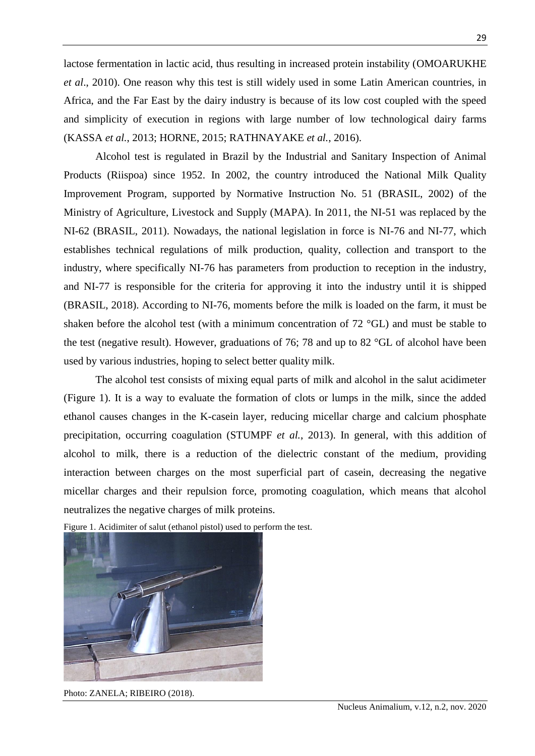lactose fermentation in lactic acid, thus resulting in increased protein instability (OMOARUKHE *et al*., 2010). One reason why this test is still widely used in some Latin American countries, in Africa, and the Far East by the dairy industry is because of its low cost coupled with the speed and simplicity of execution in regions with large number of low technological dairy farms (KASSA *et al.*, 2013; HORNE, 2015; RATHNAYAKE *et al.*, 2016).

Alcohol test is regulated in Brazil by the Industrial and Sanitary Inspection of Animal Products (Riispoa) since 1952. In 2002, the country introduced the National Milk Quality Improvement Program, supported by Normative Instruction No. 51 (BRASIL, 2002) of the Ministry of Agriculture, Livestock and Supply (MAPA). In 2011, the NI-51 was replaced by the NI-62 (BRASIL, 2011). Nowadays, the national legislation in force is NI-76 and NI-77, which establishes technical regulations of milk production, quality, collection and transport to the industry, where specifically NI-76 has parameters from production to reception in the industry, and NI-77 is responsible for the criteria for approving it into the industry until it is shipped (BRASIL, 2018). According to NI-76, moments before the milk is loaded on the farm, it must be shaken before the alcohol test (with a minimum concentration of 72 °GL) and must be stable to the test (negative result). However, graduations of 76; 78 and up to 82 °GL of alcohol have been used by various industries, hoping to select better quality milk.

The alcohol test consists of mixing equal parts of milk and alcohol in the salut acidimeter (Figure 1). It is a way to evaluate the formation of clots or lumps in the milk, since the added ethanol causes changes in the K-casein layer, reducing micellar charge and calcium phosphate precipitation, occurring coagulation (STUMPF *et al.*, 2013). In general, with this addition of alcohol to milk, there is a reduction of the dielectric constant of the medium, providing interaction between charges on the most superficial part of casein, decreasing the negative micellar charges and their repulsion force, promoting coagulation, which means that alcohol neutralizes the negative charges of milk proteins.

Figure 1. Acidimiter of salut (ethanol pistol) used to perform the test.

Photo: ZANELA; RIBEIRO (2018).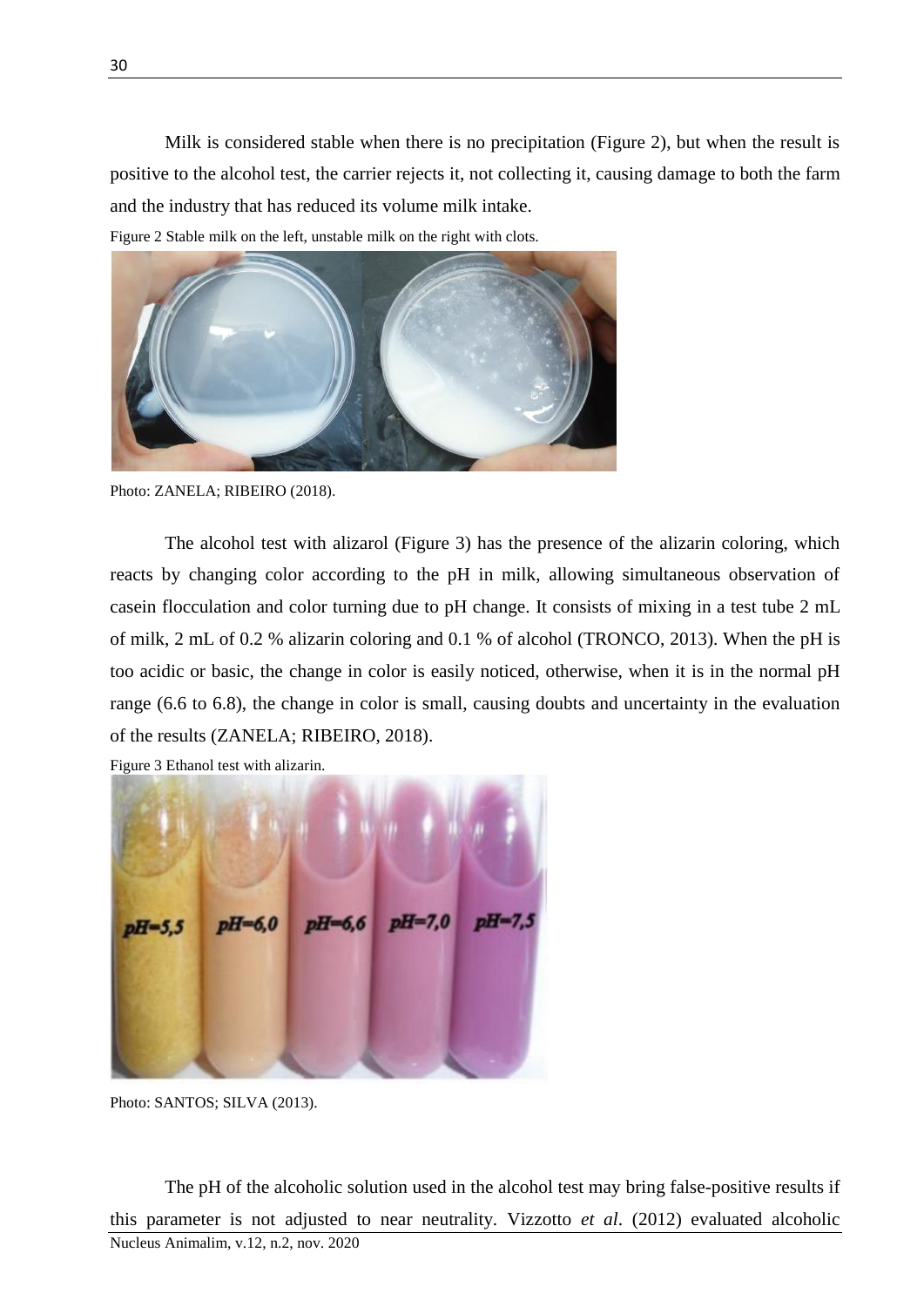Milk is considered stable when there is no precipitation (Figure 2), but when the result is positive to the alcohol test, the carrier rejects it, not collecting it, causing damage to both the farm and the industry that has reduced its volume milk intake.

Figure 2 Stable milk on the left, unstable milk on the right with clots.

Photo: ZANELA; RIBEIRO (2018).

The alcohol test with alizarol (Figure 3) has the presence of the alizarin coloring, which reacts by changing color according to the pH in milk, allowing simultaneous observation of casein flocculation and color turning due to pH change. It consists of mixing in a test tube 2 mL of milk, 2 mL of 0.2 % alizarin coloring and 0.1 % of alcohol (TRONCO, 2013). When the pH is too acidic or basic, the change in color is easily noticed, otherwise, when it is in the normal pH range (6.6 to 6.8), the change in color is small, causing doubts and uncertainty in the evaluation of the results (ZANELA; RIBEIRO, 2018).

Figure 3 Ethanol test with alizarin.

Photo: SANTOS; SILVA (2013).

The pH of the alcoholic solution used in the alcohol test may bring false-positive results if this parameter is not adjusted to near neutrality. Vizzotto *et al*. (2012) evaluated alcoholic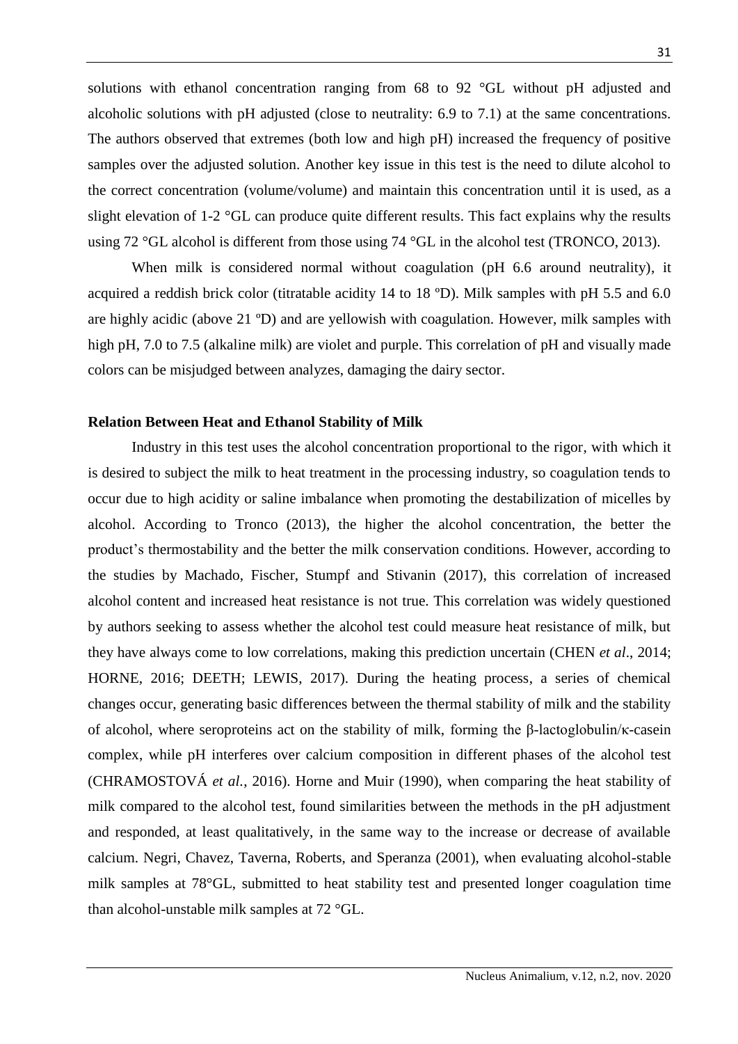solutions with ethanol concentration ranging from 68 to 92 °GL without pH adjusted and alcoholic solutions with pH adjusted (close to neutrality: 6.9 to 7.1) at the same concentrations. The authors observed that extremes (both low and high pH) increased the frequency of positive samples over the adjusted solution. Another key issue in this test is the need to dilute alcohol to the correct concentration (volume/volume) and maintain this concentration until it is used, as a slight elevation of 1-2 °GL can produce quite different results. This fact explains why the results using 72 °GL alcohol is different from those using 74 °GL in the alcohol test (TRONCO, 2013).

When milk is considered normal without coagulation (pH 6.6 around neutrality), it acquired a reddish brick color (titratable acidity 14 to 18 ºD). Milk samples with pH 5.5 and 6.0 are highly acidic (above 21 ºD) and are yellowish with coagulation. However, milk samples with high pH, 7.0 to 7.5 (alkaline milk) are violet and purple. This correlation of pH and visually made colors can be misjudged between analyzes, damaging the dairy sector.

**Relation Between Heat and Ethanol Stability of Milk**

Industry in this test uses the alcohol concentration proportional to the rigor, with which it is desired to subject the milk to heat treatment in the processing industry, so coagulation tends to occur due to high acidity or saline imbalance when promoting the destabilization of micelles by alcohol. According to Tronco (2013), the higher the alcohol concentration, the better the product's thermostability and the better the milk conservation conditions. However, according to the studies by Machado, Fischer, Stumpf and Stivanin (2017), this correlation of increased alcohol content and increased heat resistance is not true. This correlation was widely questioned by authors seeking to assess whether the alcohol test could measure heat resistance of milk, but they have always come to low correlations, making this prediction uncertain (CHEN *et al*., 2014; HORNE, 2016; DEETH; LEWIS, 2017). During the heating process, a series of chemical changes occur, generating basic differences between the thermal stability of milk and the stability of alcohol, where seroproteins act on the stability of milk, forming the β-lactoglobulin/κ-casein complex, while pH interferes over calcium composition in different phases of the alcohol test (CHRAMOSTOVÁ *et al.,* 2016). Horne and Muir (1990), when comparing the heat stability of milk compared to the alcohol test, found similarities between the methods in the pH adjustment and responded, at least qualitatively, in the same way to the increase or decrease of available calcium. Negri, Chavez, Taverna, Roberts, and Speranza (2001), when evaluating alcohol-stable milk samples at 78°GL, submitted to heat stability test and presented longer coagulation time than alcohol-unstable milk samples at 72 °GL.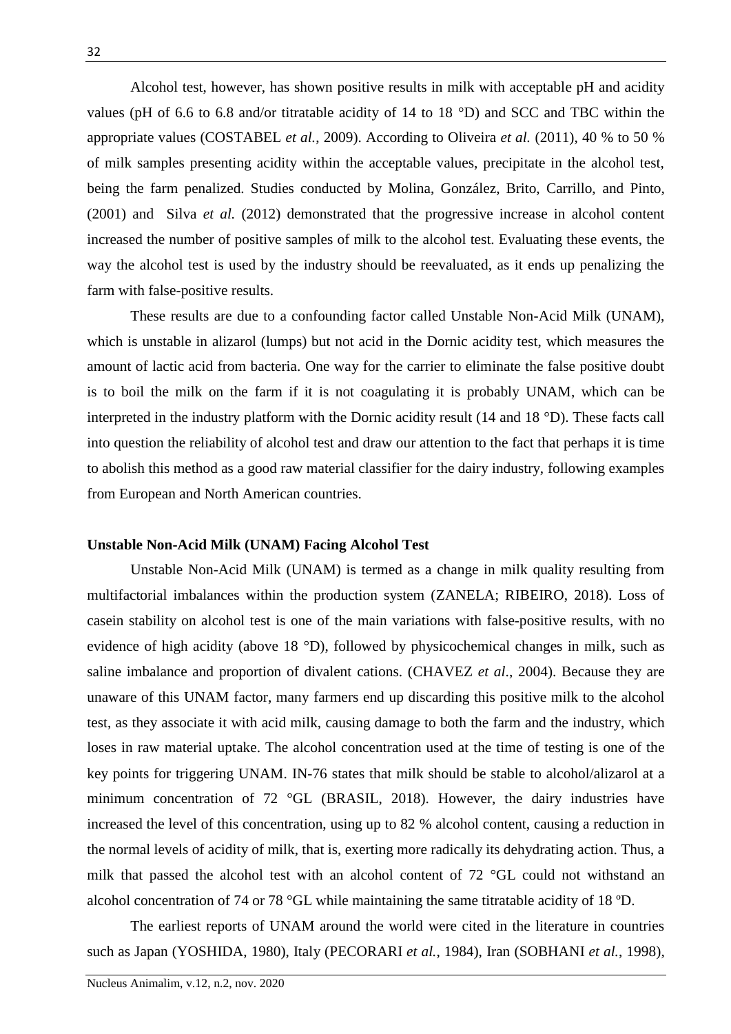Alcohol test, however, has shown positive results in milk with acceptable pH and acidity values (pH of 6.6 to 6.8 and/or titratable acidity of 14 to 18 °D) and SCC and TBC within the appropriate values (COSTABEL *et al.*, 2009). According to Oliveira *et al.* (2011), 40 % to 50 % of milk samples presenting acidity within the acceptable values, precipitate in the alcohol test, being the farm penalized. Studies conducted by Molina, González, Brito, Carrillo, and Pinto, (2001) and Silva *et al.* (2012) demonstrated that the progressive increase in alcohol content increased the number of positive samples of milk to the alcohol test. Evaluating these events, the way the alcohol test is used by the industry should be reevaluated, as it ends up penalizing the farm with false-positive results.

These results are due to a confounding factor called Unstable Non-Acid Milk (UNAM), which is unstable in alizarol (lumps) but not acid in the Dornic acidity test, which measures the amount of lactic acid from bacteria. One way for the carrier to eliminate the false positive doubt is to boil the milk on the farm if it is not coagulating it is probably UNAM, which can be interpreted in the industry platform with the Dornic acidity result (14 and 18 °D). These facts call into question the reliability of alcohol test and draw our attention to the fact that perhaps it is time to abolish this method as a good raw material classifier for the dairy industry, following examples from European and North American countries.

**Unstable Non-Acid Milk (UNAM) Facing Alcohol Test**

Unstable Non-Acid Milk (UNAM) is termed as a change in milk quality resulting from multifactorial imbalances within the production system (ZANELA; RIBEIRO, 2018). Loss of casein stability on alcohol test is one of the main variations with false-positive results, with no evidence of high acidity (above 18 °D), followed by physicochemical changes in milk, such as saline imbalance and proportion of divalent cations. (CHAVEZ *et al*., 2004). Because they are unaware of this UNAM factor, many farmers end up discarding this positive milk to the alcohol test, as they associate it with acid milk, causing damage to both the farm and the industry, which loses in raw material uptake. The alcohol concentration used at the time of testing is one of the key points for triggering UNAM. IN-76 states that milk should be stable to alcohol/alizarol at a minimum concentration of 72 °GL (BRASIL, 2018). However, the dairy industries have increased the level of this concentration, using up to 82 % alcohol content, causing a reduction in the normal levels of acidity of milk, that is, exerting more radically its dehydrating action. Thus, a milk that passed the alcohol test with an alcohol content of 72 °GL could not withstand an alcohol concentration of 74 or 78 °GL while maintaining the same titratable acidity of 18 ºD.

The earliest reports of UNAM around the world were cited in the literature in countries such as Japan (YOSHIDA, 1980), Italy (PECORARI *et al.*, 1984), Iran (SOBHANI *et al.*, 1998),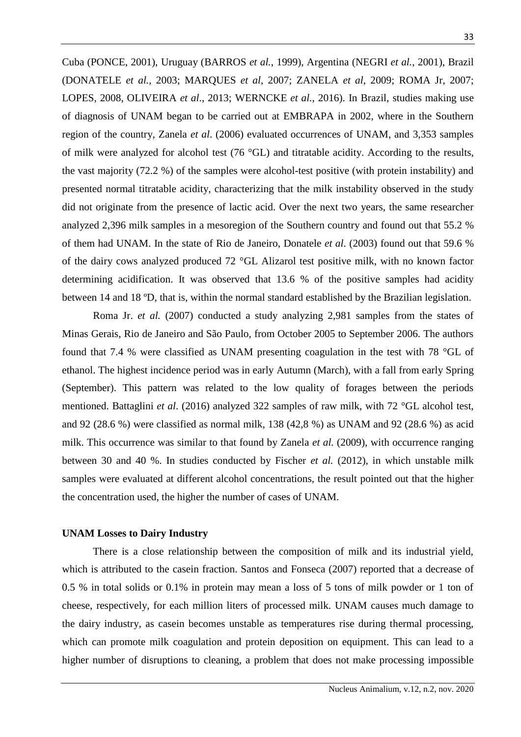Cuba (PONCE, 2001), Uruguay (BARROS *et al.*, 1999), Argentina (NEGRI *et al.*, 2001), Brazil (DONATELE *et al.*, 2003; MARQUES *et al*, 2007; ZANELA *et al*, 2009; ROMA Jr, 2007; LOPES, 2008, OLIVEIRA *et al*., 2013; WERNCKE *et al.*, 2016). In Brazil, studies making use of diagnosis of UNAM began to be carried out at EMBRAPA in 2002, where in the Southern region of the country, Zanela *et al*. (2006) evaluated occurrences of UNAM, and 3,353 samples of milk were analyzed for alcohol test (76 °GL) and titratable acidity. According to the results, the vast majority (72.2 %) of the samples were alcohol-test positive (with protein instability) and presented normal titratable acidity, characterizing that the milk instability observed in the study did not originate from the presence of lactic acid. Over the next two years, the same researcher analyzed 2,396 milk samples in a mesoregion of the Southern country and found out that 55.2 % of them had UNAM. In the state of Rio de Janeiro, Donatele *et al*. (2003) found out that 59.6 % of the dairy cows analyzed produced 72 °GL Alizarol test positive milk, with no known factor determining acidification. It was observed that 13.6 % of the positive samples had acidity between 14 and 18 ºD, that is, within the normal standard established by the Brazilian legislation.

Roma Jr. *et al.* (2007) conducted a study analyzing 2,981 samples from the states of Minas Gerais, Rio de Janeiro and São Paulo, from October 2005 to September 2006. The authors found that 7.4 % were classified as UNAM presenting coagulation in the test with 78 °GL of ethanol. The highest incidence period was in early Autumn (March), with a fall from early Spring (September). This pattern was related to the low quality of forages between the periods mentioned. Battaglini *et al*. (2016) analyzed 322 samples of raw milk, with 72 °GL alcohol test, and 92 (28.6 %) were classified as normal milk, 138 (42,8 %) as UNAM and 92 (28.6 %) as acid milk. This occurrence was similar to that found by Zanela *et al.* (2009), with occurrence ranging between 30 and 40 %. In studies conducted by Fischer *et al.* (2012), in which unstable milk samples were evaluated at different alcohol concentrations, the result pointed out that the higher the concentration used, the higher the number of cases of UNAM.

**UNAM Losses to Dairy Industry**

There is a close relationship between the composition of milk and its industrial yield, which is attributed to the casein fraction. Santos and Fonseca (2007) reported that a decrease of 0.5 % in total solids or 0.1% in protein may mean a loss of 5 tons of milk powder or 1 ton of cheese, respectively, for each million liters of processed milk. UNAM causes much damage to the dairy industry, as casein becomes unstable as temperatures rise during thermal processing, which can promote milk coagulation and protein deposition on equipment. This can lead to a higher number of disruptions to cleaning, a problem that does not make processing impossible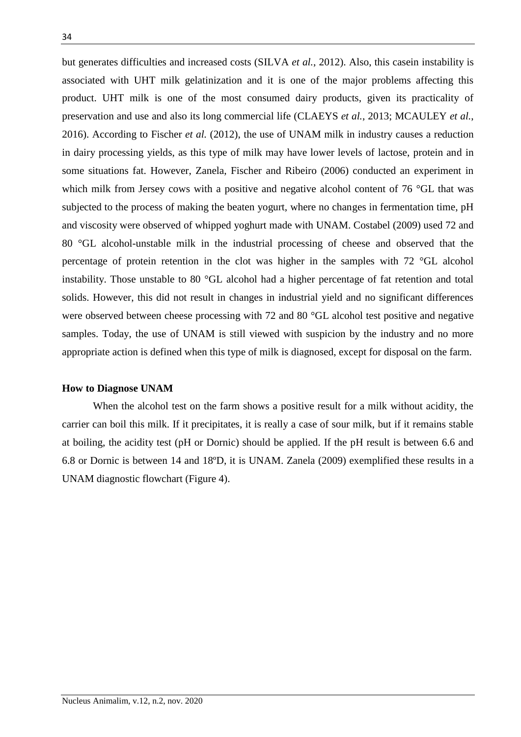but generates difficulties and increased costs (SILVA *et al.*, 2012). Also, this casein instability is associated with UHT milk gelatinization and it is one of the major problems affecting this product. UHT milk is one of the most consumed dairy products, given its practicality of preservation and use and also its long commercial life (CLAEYS *et al.*, 2013; MCAULEY *et al.*, 2016). According to Fischer *et al.* (2012), the use of UNAM milk in industry causes a reduction in dairy processing yields, as this type of milk may have lower levels of lactose, protein and in some situations fat. However, Zanela, Fischer and Ribeiro (2006) conducted an experiment in which milk from Jersey cows with a positive and negative alcohol content of 76 °GL that was subjected to the process of making the beaten yogurt, where no changes in fermentation time, pH and viscosity were observed of whipped yoghurt made with UNAM. Costabel (2009) used 72 and 80 °GL alcohol-unstable milk in the industrial processing of cheese and observed that the percentage of protein retention in the clot was higher in the samples with 72 °GL alcohol instability. Those unstable to 80 °GL alcohol had a higher percentage of fat retention and total solids. However, this did not result in changes in industrial yield and no significant differences were observed between cheese processing with 72 and 80 °GL alcohol test positive and negative samples. Today, the use of UNAM is still viewed with suspicion by the industry and no more appropriate action is defined when this type of milk is diagnosed, except for disposal on the farm.

## How to Diagnose UNAM

When the alcohol test on the farm shows a positive result for a milk without acidity, the carrier can boil this milk. If it precipitates, it is really a case of sour milk, but if it remains stable at boiling, the acidity test (pH or Dornic) should be applied. If the pH result is between 6.6 and 6.8 or Dornic is between 14 and 18ºD, it is UNAM. Zanela (2009) exemplified these results in a UNAM diagnostic flowchart (Figure 4).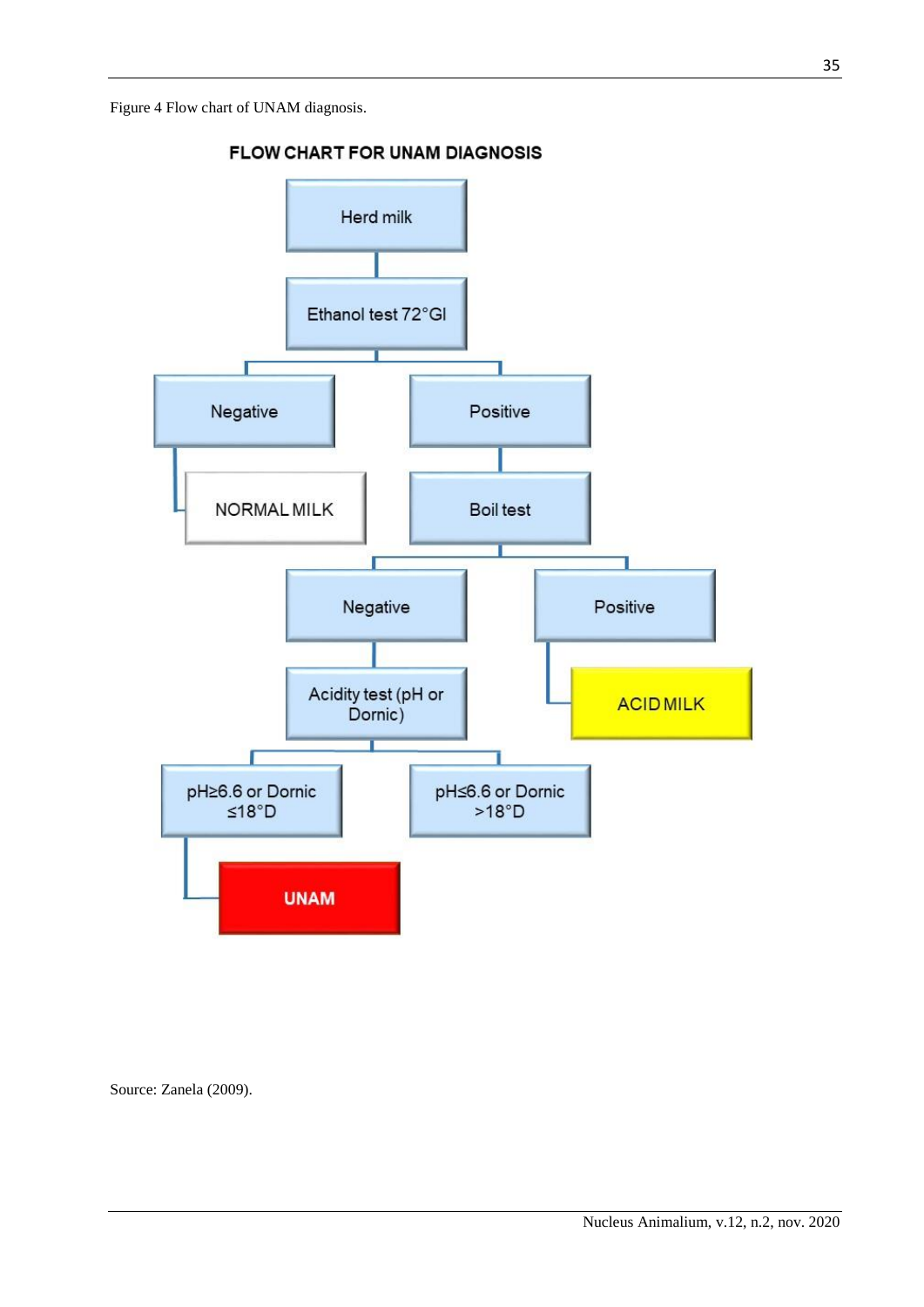Figure 4 Flow chart of UNAM diagnosis.

**FLOW CHART FOR UNAM DIAGNOSIS**

- Herd milk
  - Ethanol test 72°Gl
    - Negative
      - NORMAL MILK
    - Positive
      - Boil test
        - Negative
          - Acidity test (pH or Dornic)
            - pH≥6.6 or Dornic ≤18°D
              - UNAM
            - pH≤6.6 or Dornic >18°D
        - Positive
          - ACID MILK

Source: Zanela (2009).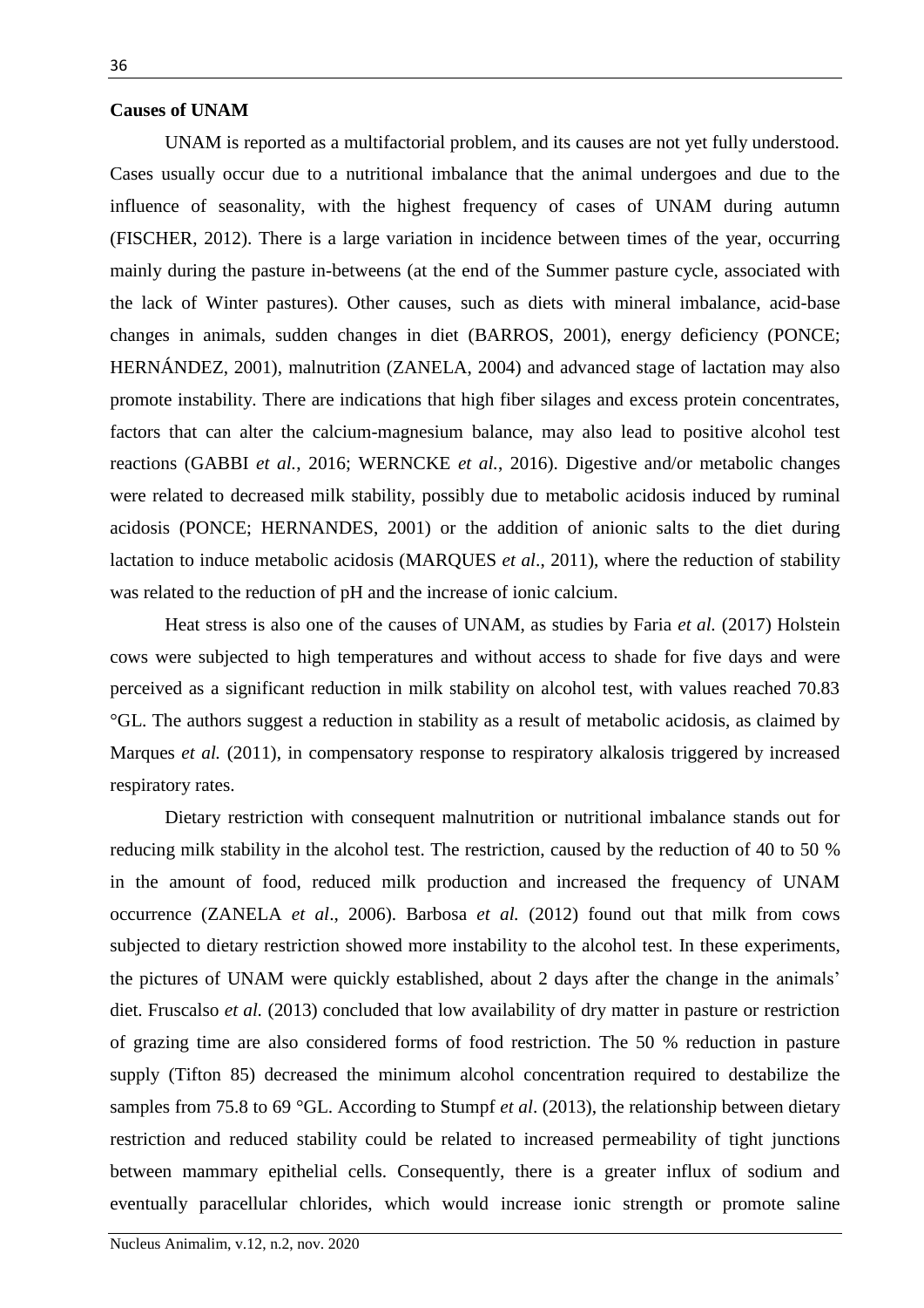**Causes of UNAM**

UNAM is reported as a multifactorial problem, and its causes are not yet fully understood. Cases usually occur due to a nutritional imbalance that the animal undergoes and due to the influence of seasonality, with the highest frequency of cases of UNAM during autumn (FISCHER, 2012). There is a large variation in incidence between times of the year, occurring mainly during the pasture in-betweens (at the end of the Summer pasture cycle, associated with the lack of Winter pastures). Other causes, such as diets with mineral imbalance, acid-base changes in animals, sudden changes in diet (BARROS, 2001), energy deficiency (PONCE; HERNÁNDEZ, 2001), malnutrition (ZANELA, 2004) and advanced stage of lactation may also promote instability. There are indications that high fiber silages and excess protein concentrates, factors that can alter the calcium-magnesium balance, may also lead to positive alcohol test reactions (GABBI *et al.*, 2016; WERNCKE *et al.*, 2016). Digestive and/or metabolic changes were related to decreased milk stability, possibly due to metabolic acidosis induced by ruminal acidosis (PONCE; HERNANDES, 2001) or the addition of anionic salts to the diet during lactation to induce metabolic acidosis (MARQUES *et al*., 2011), where the reduction of stability was related to the reduction of pH and the increase of ionic calcium.

Heat stress is also one of the causes of UNAM, as studies by Faria *et al.* (2017) Holstein cows were subjected to high temperatures and without access to shade for five days and were perceived as a significant reduction in milk stability on alcohol test, with values reached 70.83 °GL. The authors suggest a reduction in stability as a result of metabolic acidosis, as claimed by Marques *et al.* (2011), in compensatory response to respiratory alkalosis triggered by increased respiratory rates.

Dietary restriction with consequent malnutrition or nutritional imbalance stands out for reducing milk stability in the alcohol test. The restriction, caused by the reduction of 40 to 50 % in the amount of food, reduced milk production and increased the frequency of UNAM occurrence (ZANELA *et al*., 2006). Barbosa *et al.* (2012) found out that milk from cows subjected to dietary restriction showed more instability to the alcohol test. In these experiments, the pictures of UNAM were quickly established, about 2 days after the change in the animals' diet. Fruscalso *et al.* (2013) concluded that low availability of dry matter in pasture or restriction of grazing time are also considered forms of food restriction. The 50 % reduction in pasture supply (Tifton 85) decreased the minimum alcohol concentration required to destabilize the samples from 75.8 to 69 °GL. According to Stumpf *et al*. (2013), the relationship between dietary restriction and reduced stability could be related to increased permeability of tight junctions between mammary epithelial cells. Consequently, there is a greater influx of sodium and eventually paracellular chlorides, which would increase ionic strength or promote saline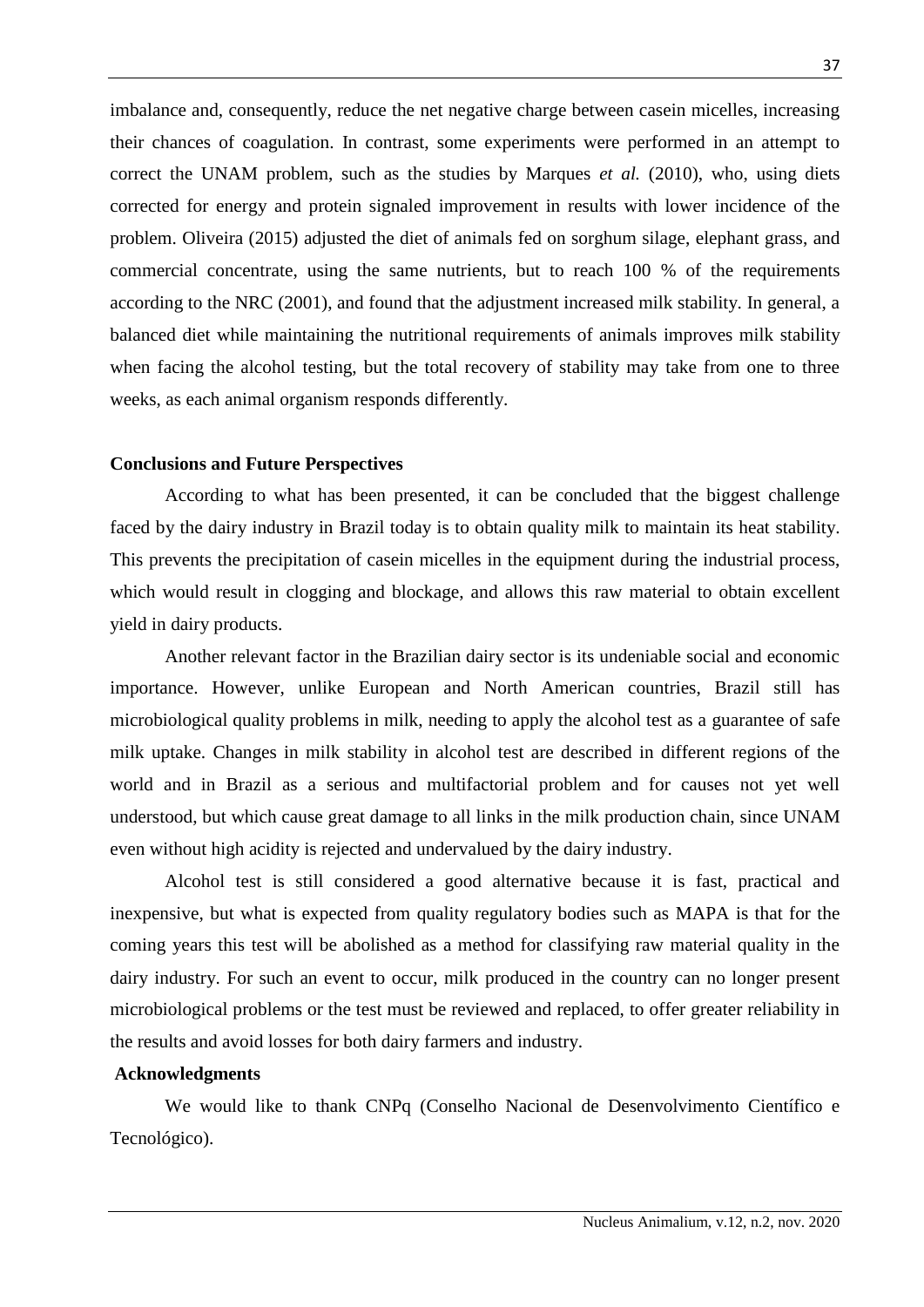imbalance and, consequently, reduce the net negative charge between casein micelles, increasing their chances of coagulation. In contrast, some experiments were performed in an attempt to correct the UNAM problem, such as the studies by Marques *et al.* (2010), who, using diets corrected for energy and protein signaled improvement in results with lower incidence of the problem. Oliveira (2015) adjusted the diet of animals fed on sorghum silage, elephant grass, and commercial concentrate, using the same nutrients, but to reach 100 % of the requirements according to the NRC (2001), and found that the adjustment increased milk stability. In general, a balanced diet while maintaining the nutritional requirements of animals improves milk stability when facing the alcohol testing, but the total recovery of stability may take from one to three weeks, as each animal organism responds differently.

## Conclusions and Future Perspectives

According to what has been presented, it can be concluded that the biggest challenge faced by the dairy industry in Brazil today is to obtain quality milk to maintain its heat stability. This prevents the precipitation of casein micelles in the equipment during the industrial process, which would result in clogging and blockage, and allows this raw material to obtain excellent yield in dairy products.

Another relevant factor in the Brazilian dairy sector is its undeniable social and economic importance. However, unlike European and North American countries, Brazil still has microbiological quality problems in milk, needing to apply the alcohol test as a guarantee of safe milk uptake. Changes in milk stability in alcohol test are described in different regions of the world and in Brazil as a serious and multifactorial problem and for causes not yet well understood, but which cause great damage to all links in the milk production chain, since UNAM even without high acidity is rejected and undervalued by the dairy industry.

Alcohol test is still considered a good alternative because it is fast, practical and inexpensive, but what is expected from quality regulatory bodies such as MAPA is that for the coming years this test will be abolished as a method for classifying raw material quality in the dairy industry. For such an event to occur, milk produced in the country can no longer present microbiological problems or the test must be reviewed and replaced, to offer greater reliability in the results and avoid losses for both dairy farmers and industry.

## Acknowledgments

We would like to thank CNPq (Conselho Nacional de Desenvolvimento Científico e Tecnológico).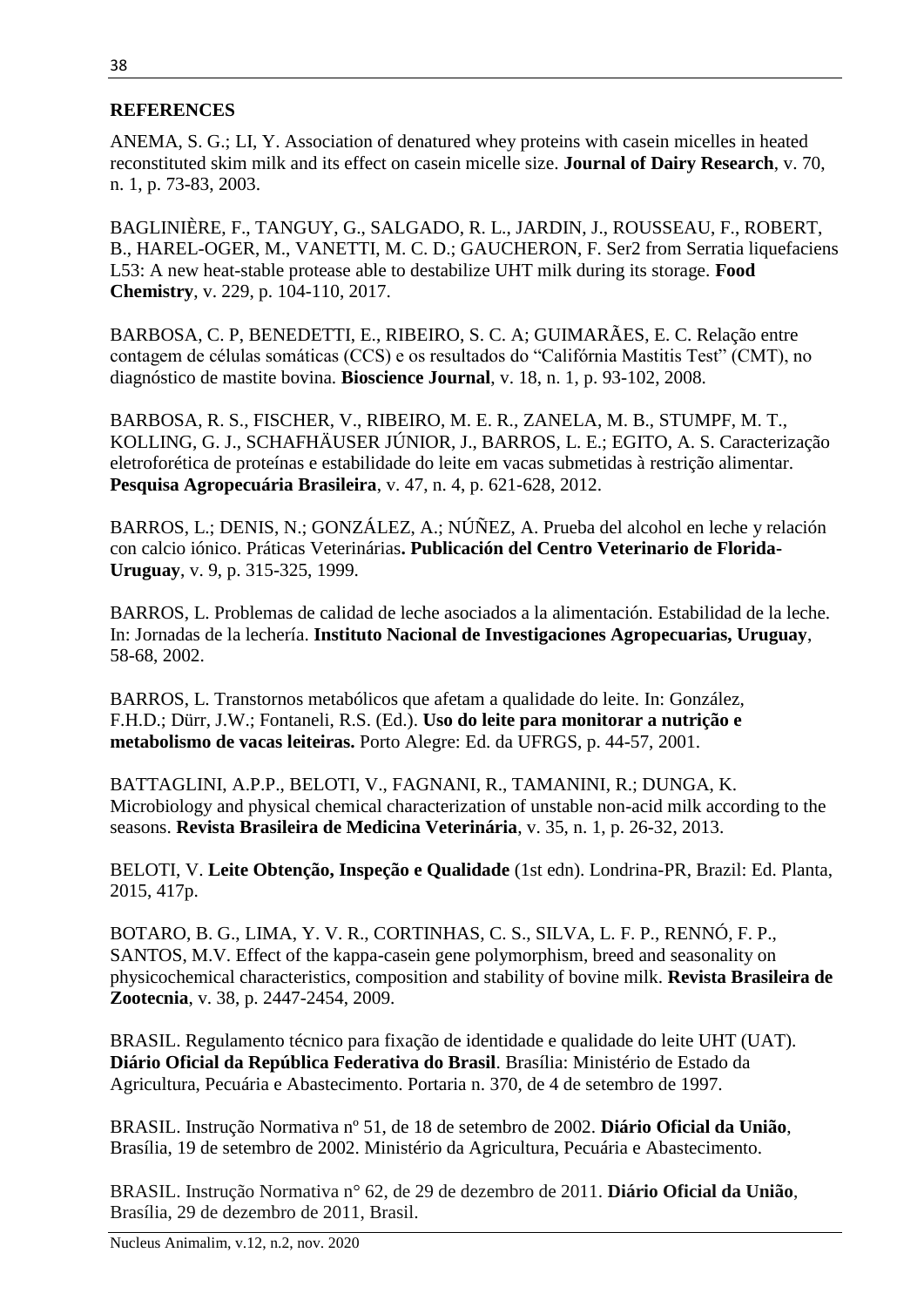## REFERENCES

ANEMA, S. G.; LI, Y. Association of denatured whey proteins with casein micelles in heated reconstituted skim milk and its effect on casein micelle size. **Journal of Dairy Research**, v. 70, n. 1, p. 73-83, 2003.

BAGLINIÈRE, F., TANGUY, G., SALGADO, R. L., JARDIN, J., ROUSSEAU, F., ROBERT, B., HAREL-OGER, M., VANETTI, M. C. D.; GAUCHERON, F. Ser2 from Serratia liquefaciens L53: A new heat-stable protease able to destabilize UHT milk during its storage. **Food Chemistry**, v. 229, p. 104-110, 2017.

BARBOSA, C. P, BENEDETTI, E., RIBEIRO, S. C. A; GUIMARÃES, E. C. Relação entre contagem de células somáticas (CCS) e os resultados do "Califórnia Mastitis Test" (CMT), no diagnóstico de mastite bovina. **Bioscience Journal**, v. 18, n. 1, p. 93-102, 2008.

BARBOSA, R. S., FISCHER, V., RIBEIRO, M. E. R., ZANELA, M. B., STUMPF, M. T., KOLLING, G. J., SCHAFHÄUSER JÚNIOR, J., BARROS, L. E.; EGITO, A. S. Caracterização eletroforética de proteínas e estabilidade do leite em vacas submetidas à restrição alimentar. **Pesquisa Agropecuária Brasileira**, v. 47, n. 4, p. 621-628, 2012.

BARROS, L.; DENIS, N.; GONZÁLEZ, A.; NÚÑEZ, A. Prueba del alcohol en leche y relación con calcio iónico. Práticas Veterinárias**. Publicación del Centro Veterinario de Florida-Uruguay**, v. 9, p. 315-325, 1999.

BARROS, L. Problemas de calidad de leche asociados a la alimentación. Estabilidad de la leche. In: Jornadas de la lechería. **Instituto Nacional de Investigaciones Agropecuarias, Uruguay**, 58-68, 2002.

BARROS, L. Transtornos metabólicos que afetam a qualidade do leite. In: González, F.H.D.; Dürr, J.W.; Fontaneli, R.S. (Ed.). **Uso do leite para monitorar a nutrição e metabolismo de vacas leiteiras.** Porto Alegre: Ed. da UFRGS, p. 44-57, 2001.

BATTAGLINI, A.P.P., BELOTI, V., FAGNANI, R., TAMANINI, R.; DUNGA, K. Microbiology and physical chemical characterization of unstable non-acid milk according to the seasons. **Revista Brasileira de Medicina Veterinária**, v. 35, n. 1, p. 26-32, 2013.

BELOTI, V. **Leite Obtenção, Inspeção e Qualidade** (1st edn). Londrina-PR, Brazil: Ed. Planta, 2015, 417p.

BOTARO, B. G., LIMA, Y. V. R., CORTINHAS, C. S., SILVA, L. F. P., RENNÓ, F. P., SANTOS, M.V. Effect of the kappa-casein gene polymorphism, breed and seasonality on physicochemical characteristics, composition and stability of bovine milk. **Revista Brasileira de Zootecnia**, v. 38, p. 2447-2454, 2009.

BRASIL. Regulamento técnico para fixação de identidade e qualidade do leite UHT (UAT). **Diário Oficial da República Federativa do Brasil**. Brasília: Ministério de Estado da Agricultura, Pecuária e Abastecimento. Portaria n. 370, de 4 de setembro de 1997.

BRASIL. Instrução Normativa nº 51, de 18 de setembro de 2002. **Diário Oficial da União**, Brasília, 19 de setembro de 2002. Ministério da Agricultura, Pecuária e Abastecimento.

BRASIL. Instrução Normativa n° 62, de 29 de dezembro de 2011. **Diário Oficial da União**, Brasília, 29 de dezembro de 2011, Brasil.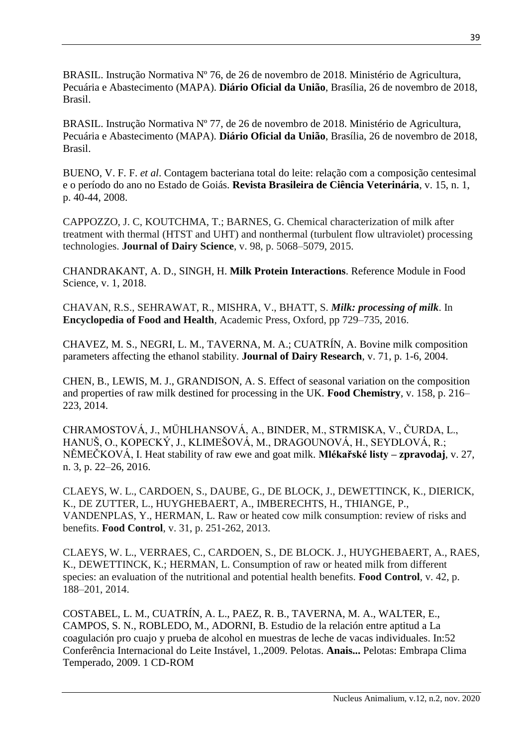BRASIL. Instrução Normativa Nº 76, de 26 de novembro de 2018. Ministério de Agricultura, Pecuária e Abastecimento (MAPA). **Diário Oficial da União**, Brasília, 26 de novembro de 2018, Brasil.

BRASIL. Instrução Normativa Nº 77, de 26 de novembro de 2018. Ministério de Agricultura, Pecuária e Abastecimento (MAPA). **Diário Oficial da União**, Brasília, 26 de novembro de 2018, Brasil.

BUENO, V. F. F. *et al*. Contagem bacteriana total do leite: relação com a composição centesimal e o período do ano no Estado de Goiás. **Revista Brasileira de Ciência Veterinária**, v. 15, n. 1, p. 40-44, 2008.

CAPPOZZO, J. C, KOUTCHMA, T.; BARNES, G. Chemical characterization of milk after treatment with thermal (HTST and UHT) and nonthermal (turbulent flow ultraviolet) processing technologies. **Journal of Dairy Science**, v. 98, p. 5068–5079, 2015.

CHANDRAKANT, A. D., SINGH, H. **Milk Protein Interactions**. Reference Module in Food Science, v. 1, 2018.

CHAVAN, R.S., SEHRAWAT, R., MISHRA, V., BHATT, S. ***Milk: processing of milk***. In **Encyclopedia of Food and Health**, Academic Press, Oxford, pp 729–735, 2016.

CHAVEZ, M. S., NEGRI, L. M., TAVERNA, M. A.; CUATRÍN, A. Bovine milk composition parameters affecting the ethanol stability. **Journal of Dairy Research**, v. 71, p. 1-6, 2004.

CHEN, B., LEWIS, M. J., GRANDISON, A. S. Effect of seasonal variation on the composition and properties of raw milk destined for processing in the UK. **Food Chemistry**, v. 158, p. 216–223, 2014.

CHRAMOSTOVÁ, J., MÜHLHANSOVÁ, A., BINDER, M., STRMISKA, V., ČURDA, L., HANUŠ, O., KOPECKÝ, J., KLIMEŠOVÁ, M., DRAGOUNOVÁ, H., SEYDLOVÁ, R.; NĚMEČKOVÁ, I. Heat stability of raw ewe and goat milk. **Mlékařské listy – zpravodaj**, v. 27, n. 3, p. 22–26, 2016.

CLAEYS, W. L., CARDOEN, S., DAUBE, G., DE BLOCK, J., DEWETTINCK, K., DIERICK, K., DE ZUTTER, L., HUYGHEBAERT, A., IMBERECHTS, H., THIANGE, P., VANDENPLAS, Y., HERMAN, L. Raw or heated cow milk consumption: review of risks and benefits. **Food Control**, v. 31, p. 251-262, 2013.

CLAEYS, W. L., VERRAES, C., CARDOEN, S., DE BLOCK. J., HUYGHEBAERT, A., RAES, K., DEWETTINCK, K.; HERMAN, L. Consumption of raw or heated milk from different species: an evaluation of the nutritional and potential health benefits. **Food Control**, v. 42, p. 188–201, 2014.

COSTABEL, L. M., CUATRÍN, A. L., PAEZ, R. B., TAVERNA, M. A., WALTER, E., CAMPOS, S. N., ROBLEDO, M., ADORNI, B. Estudio de la relación entre aptitud a La coagulación pro cuajo y prueba de alcohol en muestras de leche de vacas individuales. In:52 Conferência Internacional do Leite Instável, 1.,2009. Pelotas. **Anais...** Pelotas: Embrapa Clima Temperado, 2009. 1 CD-ROM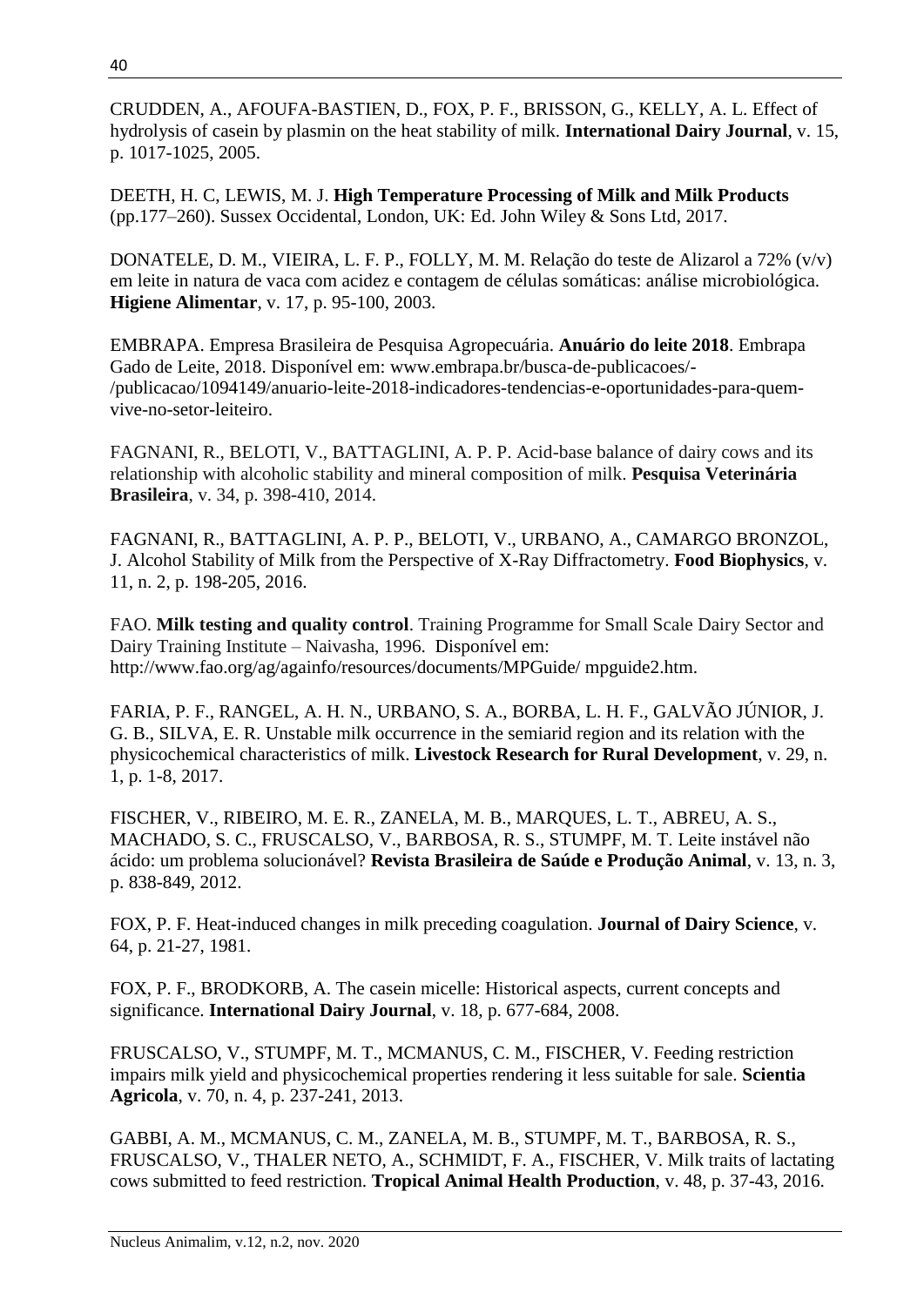CRUDDEN, A., AFOUFA-BASTIEN, D., FOX, P. F., BRISSON, G., KELLY, A. L. Effect of hydrolysis of casein by plasmin on the heat stability of milk. **International Dairy Journal**, v. 15, p. 1017-1025, 2005.

DEETH, H. C, LEWIS, M. J. **High Temperature Processing of Milk and Milk Products** (pp.177–260). Sussex Occidental, London, UK: Ed. John Wiley & Sons Ltd, 2017.

DONATELE, D. M., VIEIRA, L. F. P., FOLLY, M. M. Relação do teste de Alizarol a 72% (v/v) em leite in natura de vaca com acidez e contagem de células somáticas: análise microbiológica. **Higiene Alimentar**, v. 17, p. 95-100, 2003.

EMBRAPA. Empresa Brasileira de Pesquisa Agropecuária. **Anuário do leite 2018**. Embrapa Gado de Leite, 2018. Disponível em: www.embrapa.br/busca-de-publicacoes/-/publicacao/1094149/anuario-leite-2018-indicadores-tendencias-e-oportunidades-para-quem-vive-no-setor-leiteiro.

FAGNANI, R., BELOTI, V., BATTAGLINI, A. P. P. Acid-base balance of dairy cows and its relationship with alcoholic stability and mineral composition of milk. **Pesquisa Veterinária Brasileira**, v. 34, p. 398-410, 2014.

FAGNANI, R., BATTAGLINI, A. P. P., BELOTI, V., URBANO, A., CAMARGO BRONZOL, J. Alcohol Stability of Milk from the Perspective of X-Ray Diffractometry. **Food Biophysics**, v. 11, n. 2, p. 198-205, 2016.

FAO. **Milk testing and quality control**. Training Programme for Small Scale Dairy Sector and Dairy Training Institute – Naivasha, 1996. Disponível em: http://www.fao.org/ag/againfo/resources/documents/MPGuide/ mpguide2.htm.

FARIA, P. F., RANGEL, A. H. N., URBANO, S. A., BORBA, L. H. F., GALVÃO JÚNIOR, J. G. B., SILVA, E. R. Unstable milk occurrence in the semiarid region and its relation with the physicochemical characteristics of milk. **Livestock Research for Rural Development**, v. 29, n. 1, p. 1-8, 2017.

FISCHER, V., RIBEIRO, M. E. R., ZANELA, M. B., MARQUES, L. T., ABREU, A. S., MACHADO, S. C., FRUSCALSO, V., BARBOSA, R. S., STUMPF, M. T. Leite instável não ácido: um problema solucionável? **Revista Brasileira de Saúde e Produção Animal**, v. 13, n. 3, p. 838-849, 2012.

FOX, P. F. Heat-induced changes in milk preceding coagulation. **Journal of Dairy Science**, v. 64, p. 21-27, 1981.

FOX, P. F., BRODKORB, A. The casein micelle: Historical aspects, current concepts and significance. **International Dairy Journal**, v. 18, p. 677-684, 2008.

FRUSCALSO, V., STUMPF, M. T., MCMANUS, C. M., FISCHER, V. Feeding restriction impairs milk yield and physicochemical properties rendering it less suitable for sale. **Scientia Agricola**, v. 70, n. 4, p. 237-241, 2013.

GABBI, A. M., MCMANUS, C. M., ZANELA, M. B., STUMPF, M. T., BARBOSA, R. S., FRUSCALSO, V., THALER NETO, A., SCHMIDT, F. A., FISCHER, V. Milk traits of lactating cows submitted to feed restriction. **Tropical Animal Health Production**, v. 48, p. 37-43, 2016.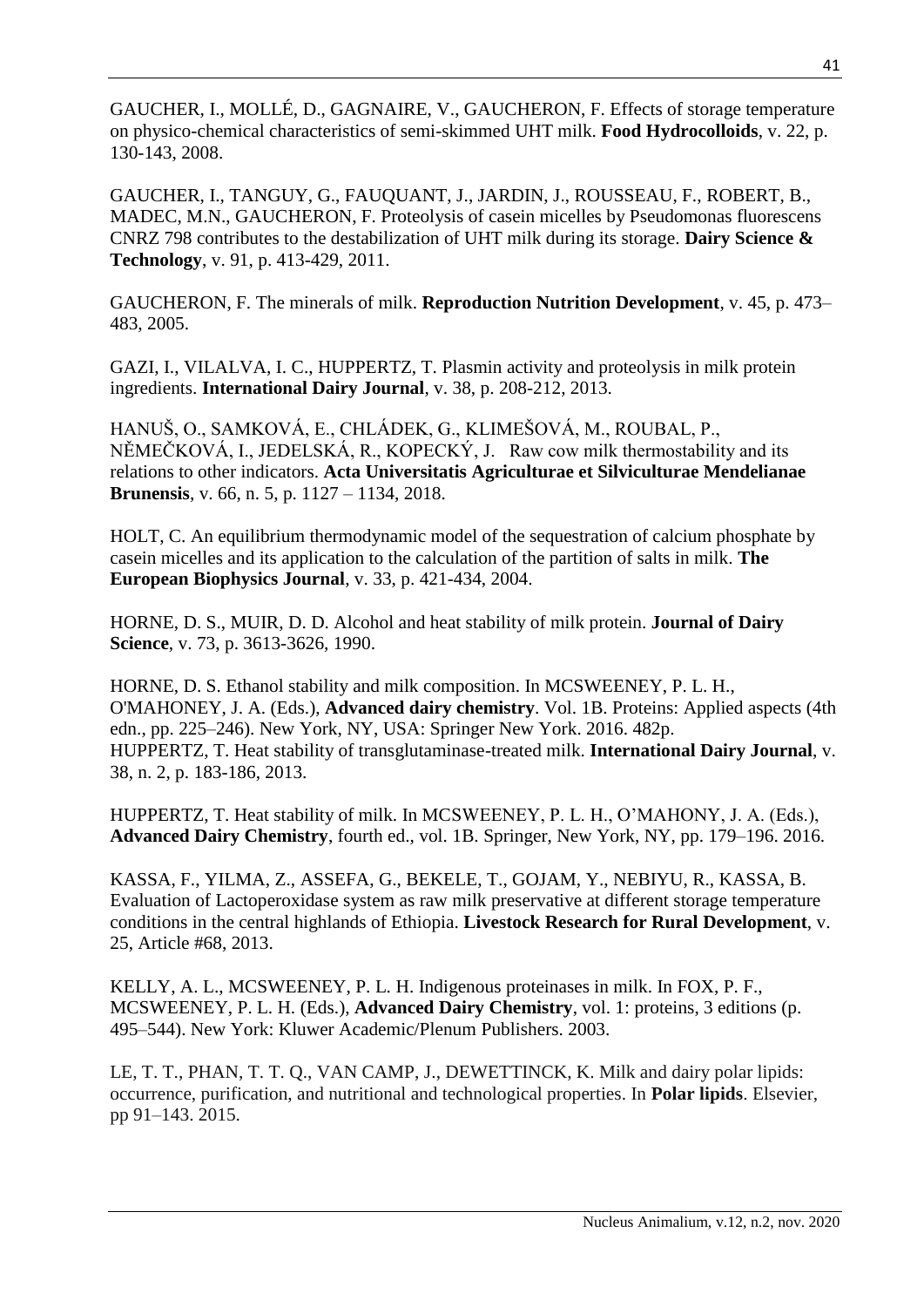GAUCHER, I., MOLLÉ, D., GAGNAIRE, V., GAUCHERON, F. Effects of storage temperature on physico-chemical characteristics of semi-skimmed UHT milk. **Food Hydrocolloids**, v. 22, p. 130-143, 2008.

GAUCHER, I., TANGUY, G., FAUQUANT, J., JARDIN, J., ROUSSEAU, F., ROBERT, B., MADEC, M.N., GAUCHERON, F. Proteolysis of casein micelles by Pseudomonas fluorescens CNRZ 798 contributes to the destabilization of UHT milk during its storage. **Dairy Science & Technology**, v. 91, p. 413-429, 2011.

GAUCHERON, F. The minerals of milk. **Reproduction Nutrition Development**, v. 45, p. 473–483, 2005.

GAZI, I., VILALVA, I. C., HUPPERTZ, T. Plasmin activity and proteolysis in milk protein ingredients. **International Dairy Journal**, v. 38, p. 208-212, 2013.

HANUŠ, O., SAMKOVÁ, E., CHLÁDEK, G., KLIMEŠOVÁ, M., ROUBAL, P., NĚMEČKOVÁ, I., JEDELSKÁ, R., KOPECKÝ, J. Raw cow milk thermostability and its relations to other indicators. **Acta Universitatis Agriculturae et Silviculturae Mendelianae Brunensis**, v. 66, n. 5, p. 1127 – 1134, 2018.

HOLT, C. An equilibrium thermodynamic model of the sequestration of calcium phosphate by casein micelles and its application to the calculation of the partition of salts in milk. **The European Biophysics Journal**, v. 33, p. 421-434, 2004.

HORNE, D. S., MUIR, D. D. Alcohol and heat stability of milk protein. **Journal of Dairy Science**, v. 73, p. 3613-3626, 1990.

HORNE, D. S. Ethanol stability and milk composition. In MCSWEENEY, P. L. H., O'MAHONEY, J. A. (Eds.), **Advanced dairy chemistry**. Vol. 1B. Proteins: Applied aspects (4th edn., pp. 225–246). New York, NY, USA: Springer New York. 2016. 482p.

HUPPERTZ, T. Heat stability of transglutaminase-treated milk. **International Dairy Journal**, v. 38, n. 2, p. 183-186, 2013.

HUPPERTZ, T. Heat stability of milk. In MCSWEENEY, P. L. H., O'MAHONY, J. A. (Eds.), **Advanced Dairy Chemistry**, fourth ed., vol. 1B. Springer, New York, NY, pp. 179–196. 2016.

KASSA, F., YILMA, Z., ASSEFA, G., BEKELE, T., GOJAM, Y., NEBIYU, R., KASSA, B. Evaluation of Lactoperoxidase system as raw milk preservative at different storage temperature conditions in the central highlands of Ethiopia. **Livestock Research for Rural Development**, v. 25, Article #68, 2013.

KELLY, A. L., MCSWEENEY, P. L. H. Indigenous proteinases in milk. In FOX, P. F., MCSWEENEY, P. L. H. (Eds.), **Advanced Dairy Chemistry**, vol. 1: proteins, 3 editions (p. 495–544). New York: Kluwer Academic/Plenum Publishers. 2003.

LE, T. T., PHAN, T. T. Q., VAN CAMP, J., DEWETTINCK, K. Milk and dairy polar lipids: occurrence, purification, and nutritional and technological properties. In **Polar lipids**. Elsevier, pp 91–143. 2015.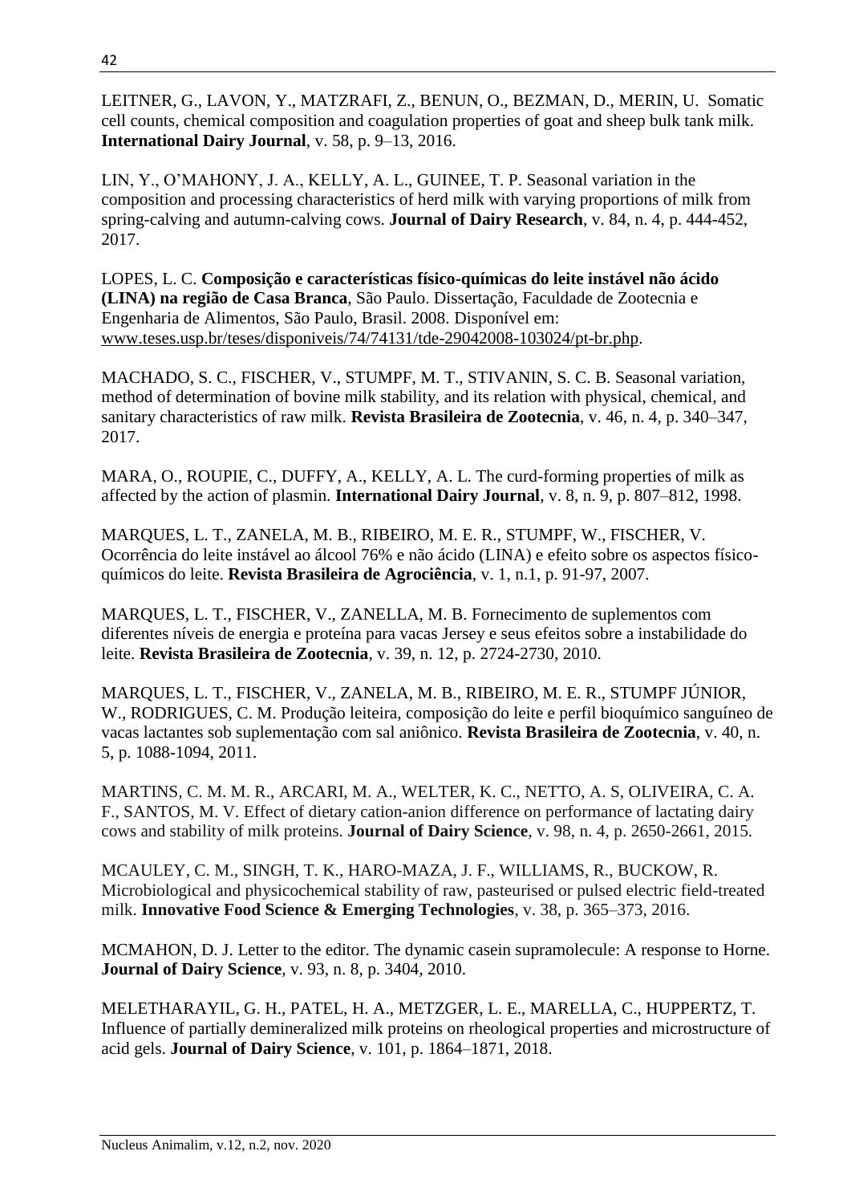LEITNER, G., LAVON, Y., MATZRAFI, Z., BENUN, O., BEZMAN, D., MERIN, U. Somatic cell counts, chemical composition and coagulation properties of goat and sheep bulk tank milk. **International Dairy Journal**, v. 58, p. 9–13, 2016.

LIN, Y., O'MAHONY, J. A., KELLY, A. L., GUINEE, T. P. Seasonal variation in the composition and processing characteristics of herd milk with varying proportions of milk from spring-calving and autumn-calving cows. **Journal of Dairy Research**, v. 84, n. 4, p. 444-452, 2017.

LOPES, L. C. **Composição e características físico-químicas do leite instável não ácido (LINA) na região de Casa Branca**, São Paulo. Dissertação, Faculdade de Zootecnia e Engenharia de Alimentos, São Paulo, Brasil. 2008. Disponível em: www.teses.usp.br/teses/disponiveis/74/74131/tde-29042008-103024/pt-br.php.

MACHADO, S. C., FISCHER, V., STUMPF, M. T., STIVANIN, S. C. B. Seasonal variation, method of determination of bovine milk stability, and its relation with physical, chemical, and sanitary characteristics of raw milk. **Revista Brasileira de Zootecnia**, v. 46, n. 4, p. 340–347, 2017.

MARA, O., ROUPIE, C., DUFFY, A., KELLY, A. L. The curd-forming properties of milk as affected by the action of plasmin. **International Dairy Journal**, v. 8, n. 9, p. 807–812, 1998.

MARQUES, L. T., ZANELA, M. B., RIBEIRO, M. E. R., STUMPF, W., FISCHER, V. Ocorrência do leite instável ao álcool 76% e não ácido (LINA) e efeito sobre os aspectos físico-químicos do leite. **Revista Brasileira de Agrociência**, v. 1, n.1, p. 91-97, 2007.

MARQUES, L. T., FISCHER, V., ZANELLA, M. B. Fornecimento de suplementos com diferentes níveis de energia e proteína para vacas Jersey e seus efeitos sobre a instabilidade do leite. **Revista Brasileira de Zootecnia**, v. 39, n. 12, p. 2724-2730, 2010.

MARQUES, L. T., FISCHER, V., ZANELA, M. B., RIBEIRO, M. E. R., STUMPF JÚNIOR, W., RODRIGUES, C. M. Produção leiteira, composição do leite e perfil bioquímico sanguíneo de vacas lactantes sob suplementação com sal aniônico. **Revista Brasileira de Zootecnia**, v. 40, n. 5, p. 1088-1094, 2011.

MARTINS, C. M. M. R., ARCARI, M. A., WELTER, K. C., NETTO, A. S, OLIVEIRA, C. A. F., SANTOS, M. V. Effect of dietary cation-anion difference on performance of lactating dairy cows and stability of milk proteins. **Journal of Dairy Science**, v. 98, n. 4, p. 2650-2661, 2015.

MCAULEY, C. M., SINGH, T. K., HARO-MAZA, J. F., WILLIAMS, R., BUCKOW, R. Microbiological and physicochemical stability of raw, pasteurised or pulsed electric field-treated milk. **Innovative Food Science & Emerging Technologies**, v. 38, p. 365–373, 2016.

MCMAHON, D. J. Letter to the editor. The dynamic casein supramolecule: A response to Horne. **Journal of Dairy Science**, v. 93, n. 8, p. 3404, 2010.

MELETHARAYIL, G. H., PATEL, H. A., METZGER, L. E., MARELLA, C., HUPPERTZ, T. Influence of partially demineralized milk proteins on rheological properties and microstructure of acid gels. **Journal of Dairy Science**, v. 101, p. 1864–1871, 2018.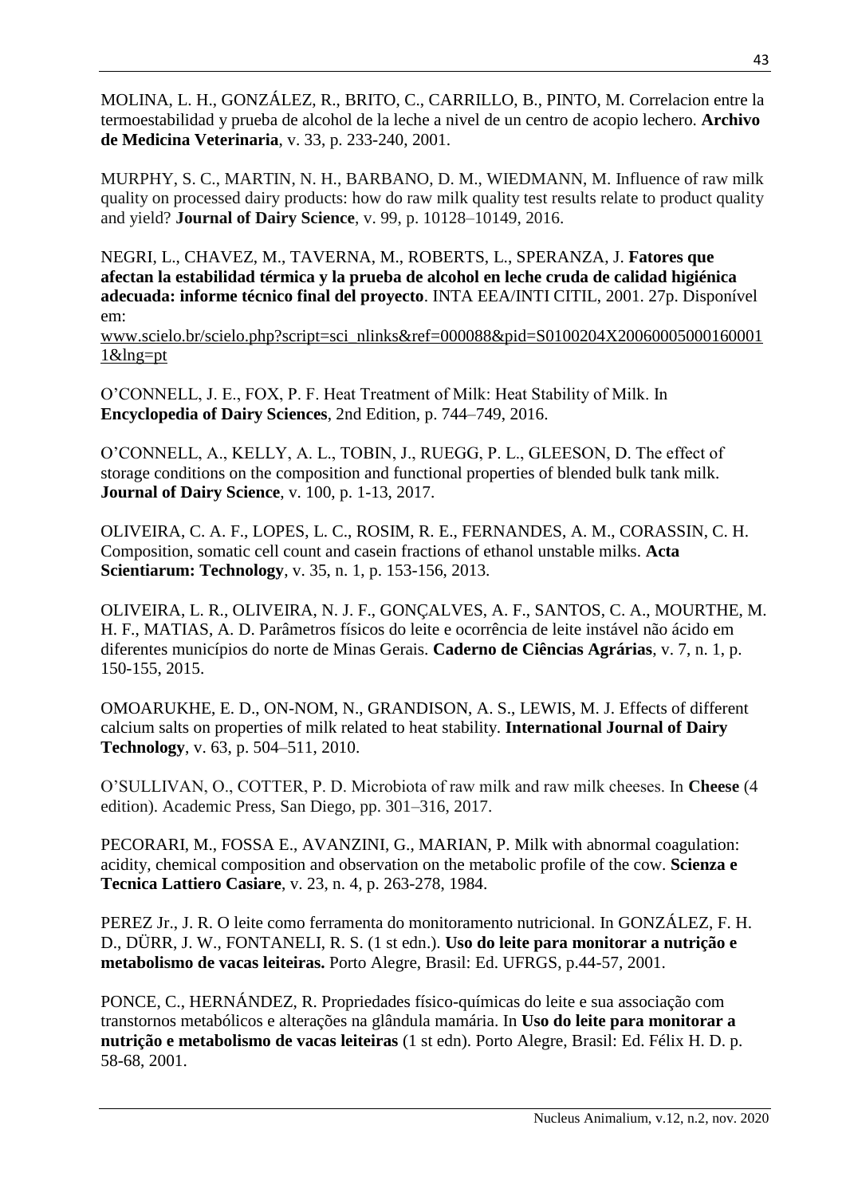MOLINA, L. H., GONZÁLEZ, R., BRITO, C., CARRILLO, B., PINTO, M. Correlacion entre la termoestabilidad y prueba de alcohol de la leche a nivel de un centro de acopio lechero. **Archivo de Medicina Veterinaria**, v. 33, p. 233-240, 2001.

MURPHY, S. C., MARTIN, N. H., BARBANO, D. M., WIEDMANN, M. Influence of raw milk quality on processed dairy products: how do raw milk quality test results relate to product quality and yield? **Journal of Dairy Science**, v. 99, p. 10128–10149, 2016.

NEGRI, L., CHAVEZ, M., TAVERNA, M., ROBERTS, L., SPERANZA, J. **Fatores que afectan la estabilidad térmica y la prueba de alcohol en leche cruda de calidad higiénica adecuada: informe técnico final del proyecto**. INTA EEA/INTI CITIL, 2001. 27p. Disponível em: www.scielo.br/scielo.php?script=sci_nlinks&ref=000088&pid=S0100204X200600050001600011&lng=pt

O'CONNELL, J. E., FOX, P. F. Heat Treatment of Milk: Heat Stability of Milk. In **Encyclopedia of Dairy Sciences**, 2nd Edition, p. 744–749, 2016.

O'CONNELL, A., KELLY, A. L., TOBIN, J., RUEGG, P. L., GLEESON, D. The effect of storage conditions on the composition and functional properties of blended bulk tank milk. **Journal of Dairy Science**, v. 100, p. 1-13, 2017.

OLIVEIRA, C. A. F., LOPES, L. C., ROSIM, R. E., FERNANDES, A. M., CORASSIN, C. H. Composition, somatic cell count and casein fractions of ethanol unstable milks. **Acta Scientiarum: Technology**, v. 35, n. 1, p. 153-156, 2013.

OLIVEIRA, L. R., OLIVEIRA, N. J. F., GONÇALVES, A. F., SANTOS, C. A., MOURTHE, M. H. F., MATIAS, A. D. Parâmetros físicos do leite e ocorrência de leite instável não ácido em diferentes municípios do norte de Minas Gerais. **Caderno de Ciências Agrárias**, v. 7, n. 1, p. 150-155, 2015.

OMOARUKHE, E. D., ON-NOM, N., GRANDISON, A. S., LEWIS, M. J. Effects of different calcium salts on properties of milk related to heat stability. **International Journal of Dairy Technology**, v. 63, p. 504–511, 2010.

O'SULLIVAN, O., COTTER, P. D. Microbiota of raw milk and raw milk cheeses. In **Cheese** (4 edition). Academic Press, San Diego, pp. 301–316, 2017.

PECORARI, M., FOSSA E., AVANZINI, G., MARIAN, P. Milk with abnormal coagulation: acidity, chemical composition and observation on the metabolic profile of the cow. **Scienza e Tecnica Lattiero Casiare**, v. 23, n. 4, p. 263-278, 1984.

PEREZ Jr., J. R. O leite como ferramenta do monitoramento nutricional. In GONZÁLEZ, F. H. D., DÜRR, J. W., FONTANELI, R. S. (1 st edn.). **Uso do leite para monitorar a nutrição e metabolismo de vacas leiteiras.** Porto Alegre, Brasil: Ed. UFRGS, p.44-57, 2001.

PONCE, C., HERNÁNDEZ, R. Propriedades físico-químicas do leite e sua associação com transtornos metabólicos e alterações na glândula mamária. In **Uso do leite para monitorar a nutrição e metabolismo de vacas leiteiras** (1 st edn). Porto Alegre, Brasil: Ed. Félix H. D. p. 58-68, 2001.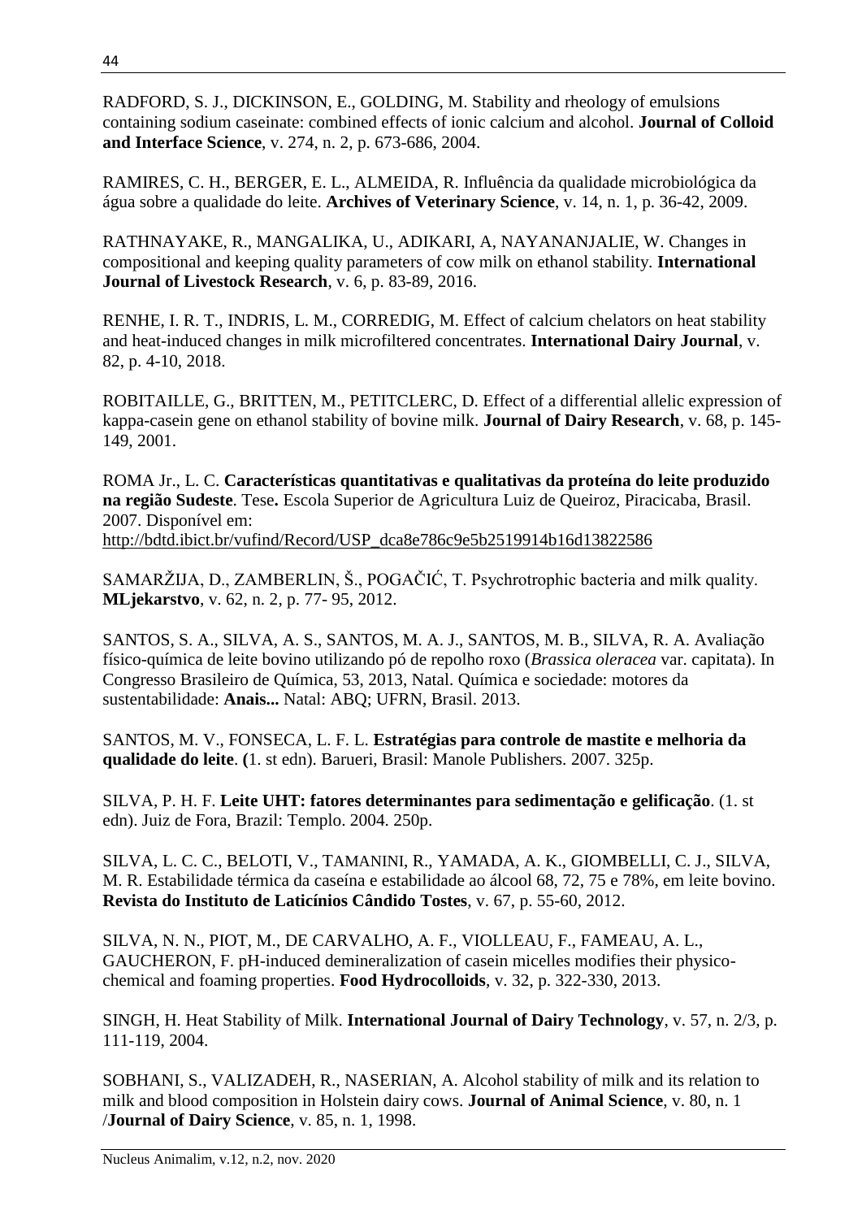RADFORD, S. J., DICKINSON, E., GOLDING, M. Stability and rheology of emulsions containing sodium caseinate: combined effects of ionic calcium and alcohol. **Journal of Colloid and Interface Science**, v. 274, n. 2, p. 673-686, 2004.

RAMIRES, C. H., BERGER, E. L., ALMEIDA, R. Influência da qualidade microbiológica da água sobre a qualidade do leite. **Archives of Veterinary Science**, v. 14, n. 1, p. 36-42, 2009.

RATHNAYAKE, R., MANGALIKA, U., ADIKARI, A, NAYANANJALIE, W. Changes in compositional and keeping quality parameters of cow milk on ethanol stability. **International Journal of Livestock Research**, v. 6, p. 83-89, 2016.

RENHE, I. R. T., INDRIS, L. M., CORREDIG, M. Effect of calcium chelators on heat stability and heat-induced changes in milk microfiltered concentrates. **International Dairy Journal**, v. 82, p. 4-10, 2018.

ROBITAILLE, G., BRITTEN, M., PETITCLERC, D. Effect of a differential allelic expression of kappa-casein gene on ethanol stability of bovine milk. **Journal of Dairy Research**, v. 68, p. 145-149, 2001.

ROMA Jr., L. C. **Características quantitativas e qualitativas da proteína do leite produzido na região Sudeste**. Tese**.** Escola Superior de Agricultura Luiz de Queiroz, Piracicaba, Brasil. 2007. Disponível em: http://bdtd.ibict.br/vufind/Record/USP_dca8e786c9e5b2519914b16d13822586

SAMARŽIJA, D., ZAMBERLIN, Š., POGAČIĆ, T. Psychrotrophic bacteria and milk quality. **MLjekarstvo**, v. 62, n. 2, p. 77- 95, 2012.

SANTOS, S. A., SILVA, A. S., SANTOS, M. A. J., SANTOS, M. B., SILVA, R. A. Avaliação físico-química de leite bovino utilizando pó de repolho roxo (*Brassica oleracea* var. capitata). In Congresso Brasileiro de Química, 53, 2013, Natal. Química e sociedade: motores da sustentabilidade: **Anais...** Natal: ABQ; UFRN, Brasil. 2013.

SANTOS, M. V., FONSECA, L. F. L. **Estratégias para controle de mastite e melhoria da qualidade do leite**. **(**1. st edn). Barueri, Brasil: Manole Publishers. 2007. 325p.

SILVA, P. H. F. **Leite UHT: fatores determinantes para sedimentação e gelificação**. (1. st edn). Juiz de Fora, Brazil: Templo. 2004. 250p.

SILVA, L. C. C., BELOTI, V., TAMANINI, R., YAMADA, A. K., GIOMBELLI, C. J., SILVA, M. R. Estabilidade térmica da caseína e estabilidade ao álcool 68, 72, 75 e 78%, em leite bovino. **Revista do Instituto de Laticínios Cândido Tostes**, v. 67, p. 55-60, 2012.

SILVA, N. N., PIOT, M., DE CARVALHO, A. F., VIOLLEAU, F., FAMEAU, A. L., GAUCHERON, F. pH-induced demineralization of casein micelles modifies their physico-chemical and foaming properties. **Food Hydrocolloids**, v. 32, p. 322-330, 2013.

SINGH, H. Heat Stability of Milk. **International Journal of Dairy Technology**, v. 57, n. 2/3, p. 111-119, 2004.

SOBHANI, S., VALIZADEH, R., NASERIAN, A. Alcohol stability of milk and its relation to milk and blood composition in Holstein dairy cows. **Journal of Animal Science**, v. 80, n. 1 /**Journal of Dairy Science**, v. 85, n. 1, 1998.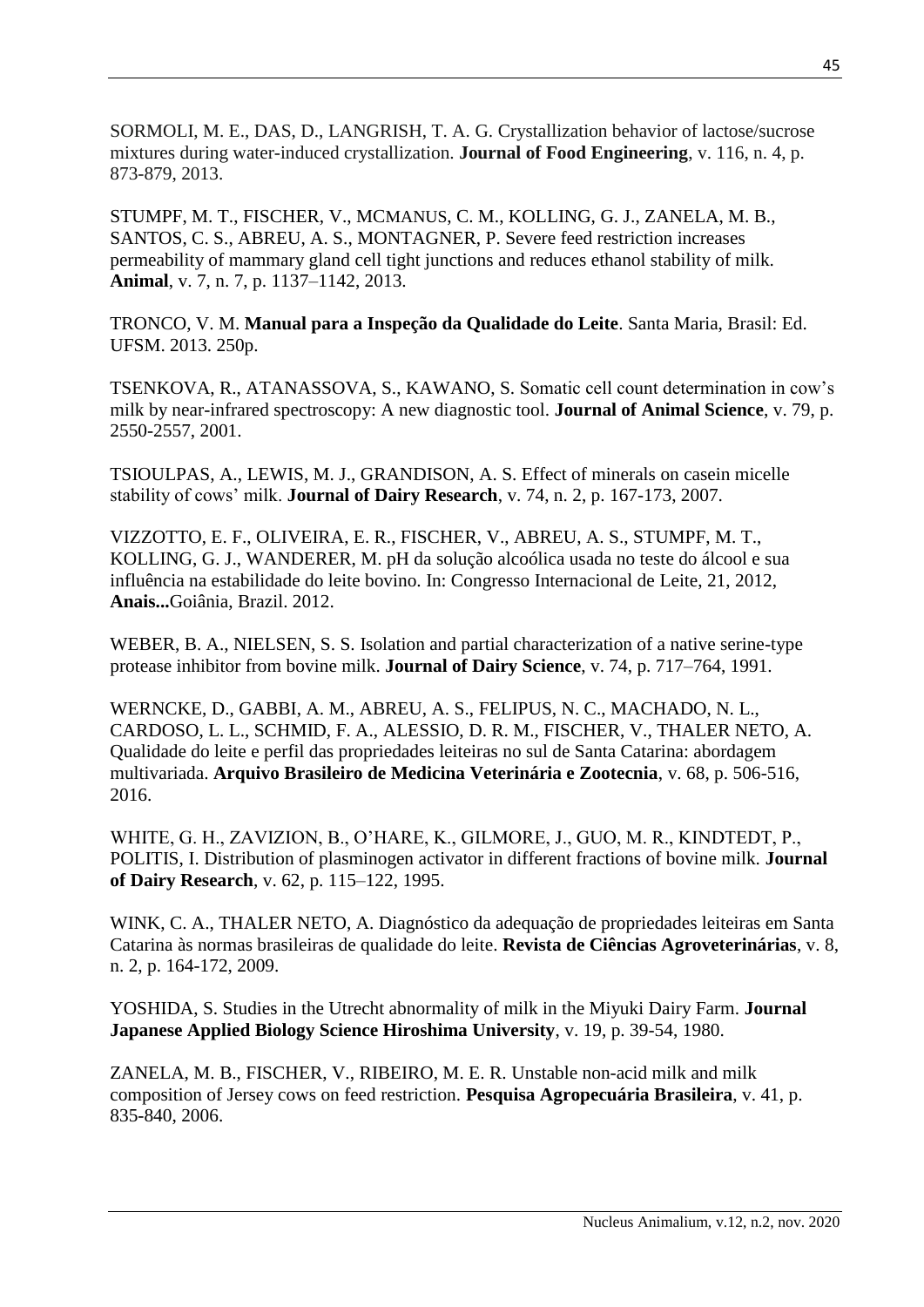SORMOLI, M. E., DAS, D., LANGRISH, T. A. G. Crystallization behavior of lactose/sucrose mixtures during water-induced crystallization. **Journal of Food Engineering**, v. 116, n. 4, p. 873-879, 2013.

STUMPF, M. T., FISCHER, V., MCMANUS, C. M., KOLLING, G. J., ZANELA, M. B., SANTOS, C. S., ABREU, A. S., MONTAGNER, P. Severe feed restriction increases permeability of mammary gland cell tight junctions and reduces ethanol stability of milk. **Animal**, v. 7, n. 7, p. 1137–1142, 2013.

TRONCO, V. M. **Manual para a Inspeção da Qualidade do Leite**. Santa Maria, Brasil: Ed. UFSM. 2013. 250p.

TSENKOVA, R., ATANASSOVA, S., KAWANO, S. Somatic cell count determination in cow's milk by near-infrared spectroscopy: A new diagnostic tool. **Journal of Animal Science**, v. 79, p. 2550-2557, 2001.

TSIOULPAS, A., LEWIS, M. J., GRANDISON, A. S. Effect of minerals on casein micelle stability of cows' milk. **Journal of Dairy Research**, v. 74, n. 2, p. 167-173, 2007.

VIZZOTTO, E. F., OLIVEIRA, E. R., FISCHER, V., ABREU, A. S., STUMPF, M. T., KOLLING, G. J., WANDERER, M. pH da solução alcoólica usada no teste do álcool e sua influência na estabilidade do leite bovino. In: Congresso Internacional de Leite, 21, 2012, **Anais...**Goiânia, Brazil. 2012.

WEBER, B. A., NIELSEN, S. S. Isolation and partial characterization of a native serine-type protease inhibitor from bovine milk. **Journal of Dairy Science**, v. 74, p. 717–764, 1991.

WERNCKE, D., GABBI, A. M., ABREU, A. S., FELIPUS, N. C., MACHADO, N. L., CARDOSO, L. L., SCHMID, F. A., ALESSIO, D. R. M., FISCHER, V., THALER NETO, A. Qualidade do leite e perfil das propriedades leiteiras no sul de Santa Catarina: abordagem multivariada. **Arquivo Brasileiro de Medicina Veterinária e Zootecnia**, v. 68, p. 506-516, 2016.

WHITE, G. H., ZAVIZION, B., O'HARE, K., GILMORE, J., GUO, M. R., KINDTEDT, P., POLITIS, I. Distribution of plasminogen activator in different fractions of bovine milk. **Journal of Dairy Research**, v. 62, p. 115–122, 1995.

WINK, C. A., THALER NETO, A. Diagnóstico da adequação de propriedades leiteiras em Santa Catarina às normas brasileiras de qualidade do leite. **Revista de Ciências Agroveterinárias**, v. 8, n. 2, p. 164-172, 2009.

YOSHIDA, S. Studies in the Utrecht abnormality of milk in the Miyuki Dairy Farm. **Journal Japanese Applied Biology Science Hiroshima University**, v. 19, p. 39-54, 1980.

ZANELA, M. B., FISCHER, V., RIBEIRO, M. E. R. Unstable non-acid milk and milk composition of Jersey cows on feed restriction. **Pesquisa Agropecuária Brasileira**, v. 41, p. 835-840, 2006.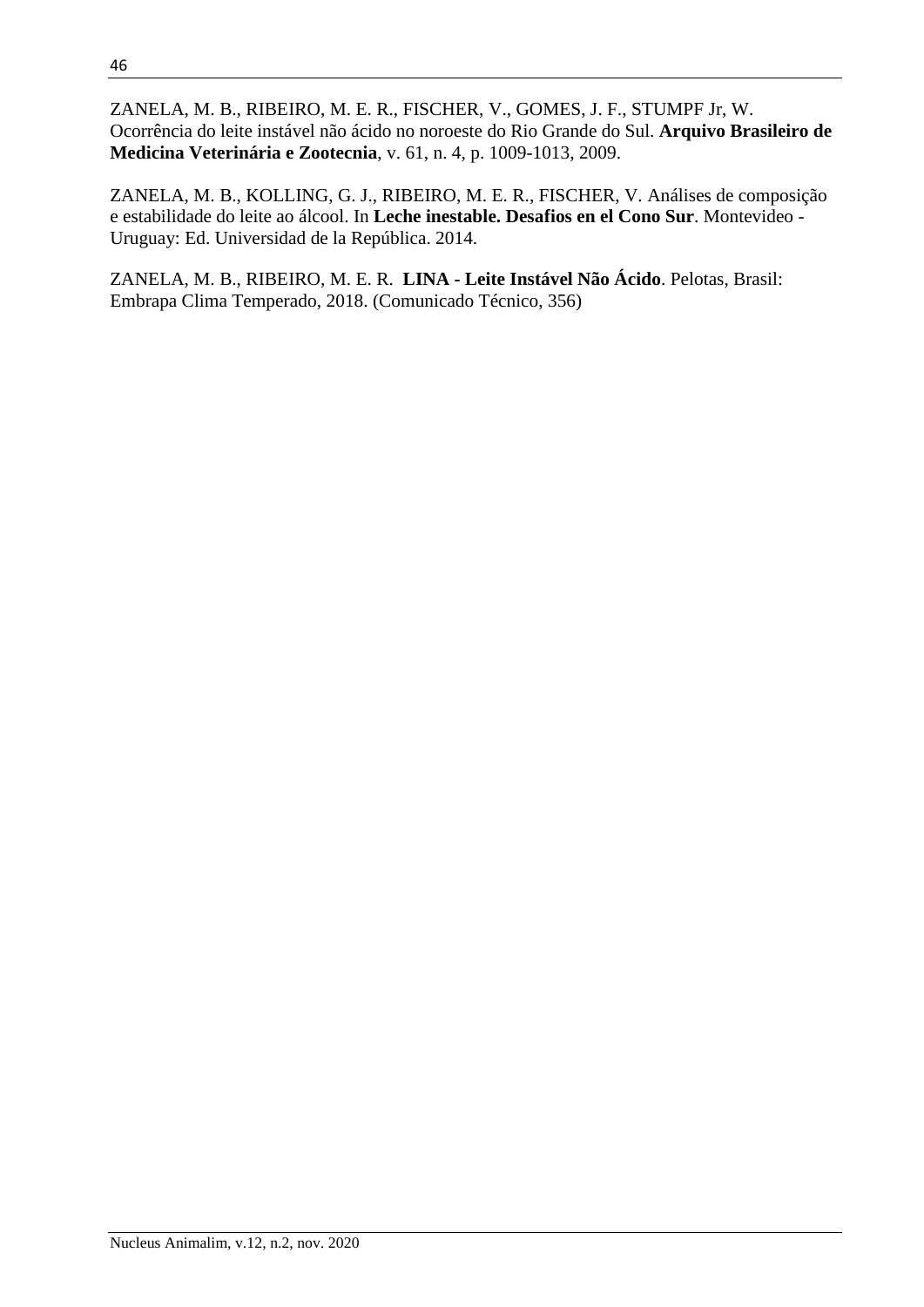ZANELA, M. B., RIBEIRO, M. E. R., FISCHER, V., GOMES, J. F., STUMPF Jr, W. Ocorrência do leite instável não ácido no noroeste do Rio Grande do Sul. **Arquivo Brasileiro de Medicina Veterinária e Zootecnia**, v. 61, n. 4, p. 1009-1013, 2009.

ZANELA, M. B., KOLLING, G. J., RIBEIRO, M. E. R., FISCHER, V. Análises de composição e estabilidade do leite ao álcool. In **Leche inestable. Desafios en el Cono Sur**. Montevideo - Uruguay: Ed. Universidad de la República. 2014.

ZANELA, M. B., RIBEIRO, M. E. R. **LINA - Leite Instável Não Ácido**. Pelotas, Brasil: Embrapa Clima Temperado, 2018. (Comunicado Técnico, 356)